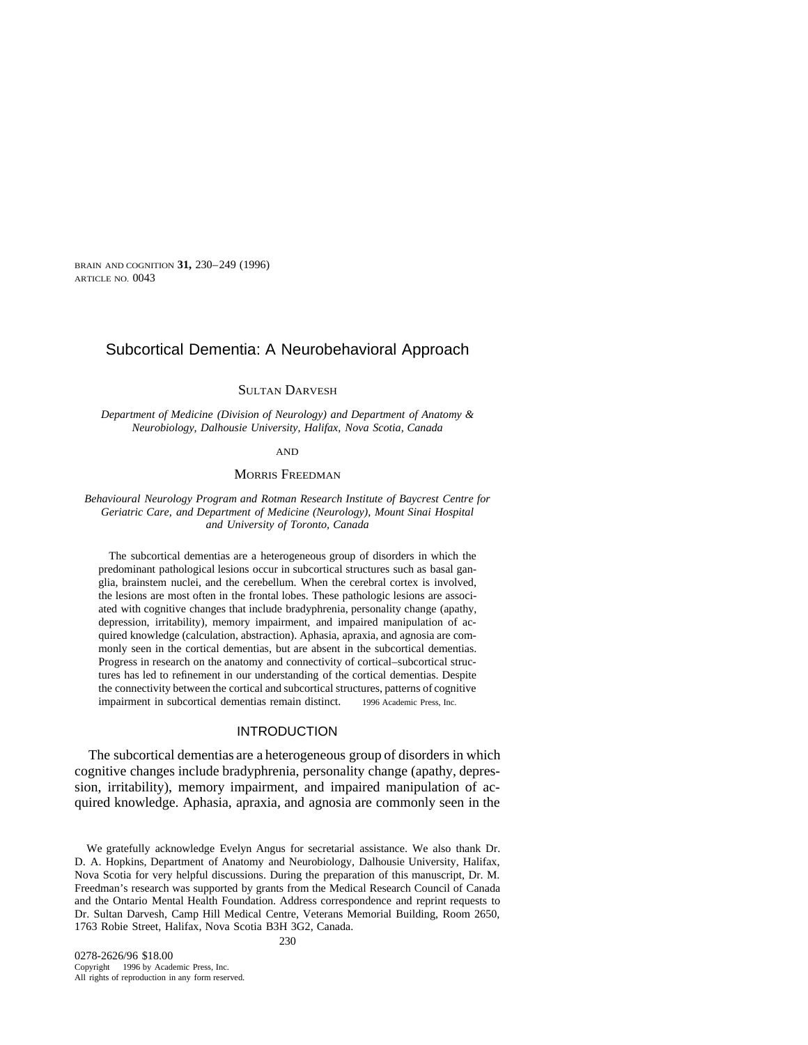BRAIN AND COGNITION **31,** 230–249 (1996)
ARTICLE NO. 0043

# Subcortical Dementia: A Neurobehavioral Approach

SULTAN DARVESH

*Department of Medicine (Division of Neurology) and Department of Anatomy & Neurobiology, Dalhousie University, Halifax, Nova Scotia, Canada*

AND

MORRIS FREEDMAN

*Behavioural Neurology Program and Rotman Research Institute of Baycrest Centre for Geriatric Care, and Department of Medicine (Neurology), Mount Sinai Hospital and University of Toronto, Canada*

The subcortical dementias are a heterogeneous group of disorders in which the predominant pathological lesions occur in subcortical structures such as basal ganglia, brainstem nuclei, and the cerebellum. When the cerebral cortex is involved, the lesions are most often in the frontal lobes. These pathologic lesions are associated with cognitive changes that include bradyphrenia, personality change (apathy, depression, irritability), memory impairment, and impaired manipulation of acquired knowledge (calculation, abstraction). Aphasia, apraxia, and agnosia are commonly seen in the cortical dementias, but are absent in the subcortical dementias. Progress in research on the anatomy and connectivity of cortical–subcortical structures has led to refinement in our understanding of the cortical dementias. Despite the connectivity between the cortical and subcortical structures, patterns of cognitive impairment in subcortical dementias remain distinct. © 1996 Academic Press, Inc.

## INTRODUCTION

The subcortical dementias are a heterogeneous group of disorders in which cognitive changes include bradyphrenia, personality change (apathy, depression, irritability), memory impairment, and impaired manipulation of acquired knowledge. Aphasia, apraxia, and agnosia are commonly seen in the

We gratefully acknowledge Evelyn Angus for secretarial assistance. We also thank Dr. D. A. Hopkins, Department of Anatomy and Neurobiology, Dalhousie University, Halifax, Nova Scotia for very helpful discussions. During the preparation of this manuscript, Dr. M. Freedman's research was supported by grants from the Medical Research Council of Canada and the Ontario Mental Health Foundation. Address correspondence and reprint requests to Dr. Sultan Darvesh, Camp Hill Medical Centre, Veterans Memorial Building, Room 2650, 1763 Robie Street, Halifax, Nova Scotia B3H 3G2, Canada.

0278-2626/96 $18.00
Copyright © 1996 by Academic Press, Inc.
All rights of reproduction in any form reserved.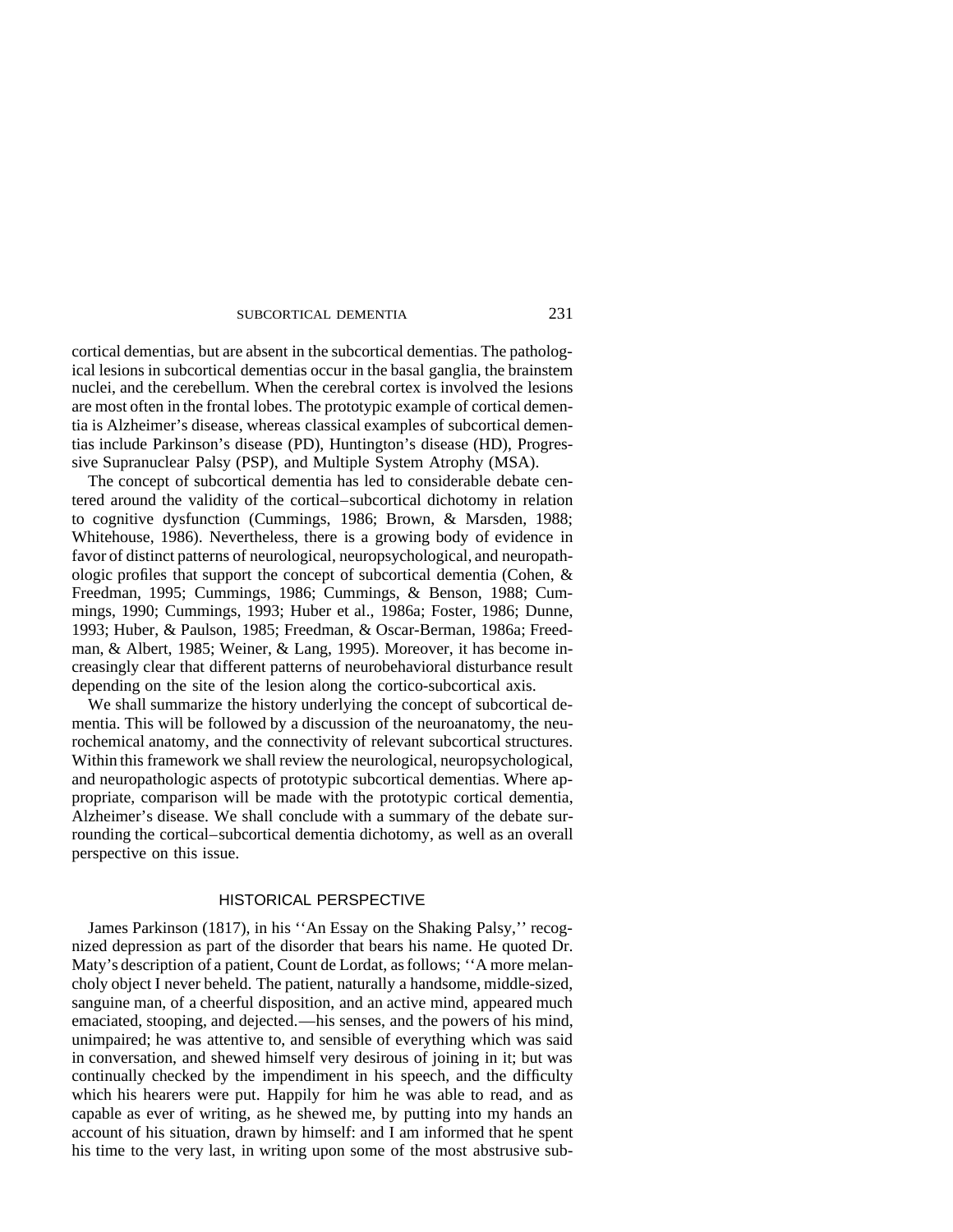cortical dementias, but are absent in the subcortical dementias. The pathological lesions in subcortical dementias occur in the basal ganglia, the brainstem nuclei, and the cerebellum. When the cerebral cortex is involved the lesions are most often in the frontal lobes. The prototypic example of cortical dementia is Alzheimer's disease, whereas classical examples of subcortical dementias include Parkinson's disease (PD), Huntington's disease (HD), Progressive Supranuclear Palsy (PSP), and Multiple System Atrophy (MSA).

The concept of subcortical dementia has led to considerable debate centered around the validity of the cortical–subcortical dichotomy in relation to cognitive dysfunction (Cummings, 1986; Brown, & Marsden, 1988; Whitehouse, 1986). Nevertheless, there is a growing body of evidence in favor of distinct patterns of neurological, neuropsychological, and neuropathologic profiles that support the concept of subcortical dementia (Cohen, & Freedman, 1995; Cummings, 1986; Cummings, & Benson, 1988; Cummings, 1990; Cummings, 1993; Huber et al., 1986a; Foster, 1986; Dunne, 1993; Huber, & Paulson, 1985; Freedman, & Oscar-Berman, 1986a; Freedman, & Albert, 1985; Weiner, & Lang, 1995). Moreover, it has become increasingly clear that different patterns of neurobehavioral disturbance result depending on the site of the lesion along the cortico-subcortical axis.

We shall summarize the history underlying the concept of subcortical dementia. This will be followed by a discussion of the neuroanatomy, the neurochemical anatomy, and the connectivity of relevant subcortical structures. Within this framework we shall review the neurological, neuropsychological, and neuropathologic aspects of prototypic subcortical dementias. Where appropriate, comparison will be made with the prototypic cortical dementia, Alzheimer's disease. We shall conclude with a summary of the debate surrounding the cortical–subcortical dementia dichotomy, as well as an overall perspective on this issue.

## HISTORICAL PERSPECTIVE

James Parkinson (1817), in his ''An Essay on the Shaking Palsy,'' recognized depression as part of the disorder that bears his name. He quoted Dr. Maty's description of a patient, Count de Lordat, as follows; ''A more melancholy object I never beheld. The patient, naturally a handsome, middle-sized, sanguine man, of a cheerful disposition, and an active mind, appeared much emaciated, stooping, and dejected.—his senses, and the powers of his mind, unimpaired; he was attentive to, and sensible of everything which was said in conversation, and shewed himself very desirous of joining in it; but was continually checked by the impendiment in his speech, and the difficulty which his hearers were put. Happily for him he was able to read, and as capable as ever of writing, as he shewed me, by putting into my hands an account of his situation, drawn by himself: and I am informed that he spent his time to the very last, in writing upon some of the most abstrusive sub-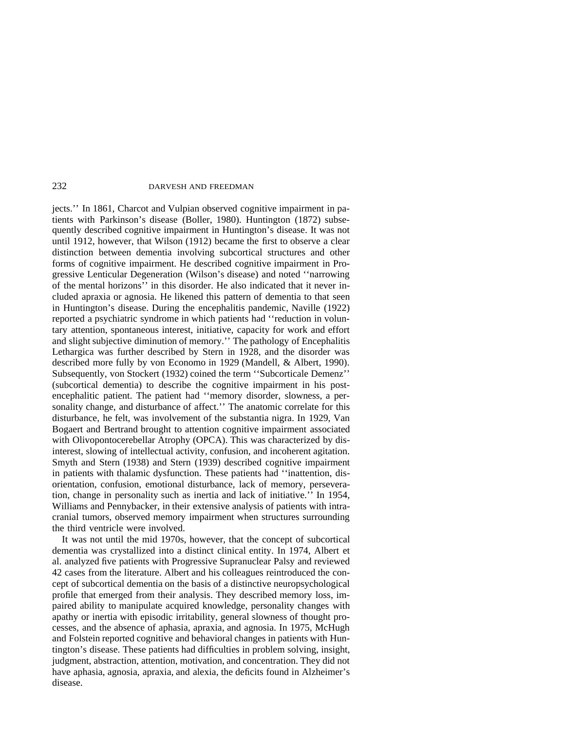jects.'' In 1861, Charcot and Vulpian observed cognitive impairment in patients with Parkinson's disease (Boller, 1980). Huntington (1872) subsequently described cognitive impairment in Huntington's disease. It was not until 1912, however, that Wilson (1912) became the first to observe a clear distinction between dementia involving subcortical structures and other forms of cognitive impairment. He described cognitive impairment in Progressive Lenticular Degeneration (Wilson's disease) and noted ''narrowing of the mental horizons'' in this disorder. He also indicated that it never included apraxia or agnosia. He likened this pattern of dementia to that seen in Huntington's disease. During the encephalitis pandemic, Naville (1922) reported a psychiatric syndrome in which patients had ''reduction in voluntary attention, spontaneous interest, initiative, capacity for work and effort and slight subjective diminution of memory.'' The pathology of Encephalitis Lethargica was further described by Stern in 1928, and the disorder was described more fully by von Economo in 1929 (Mandell, & Albert, 1990). Subsequently, von Stockert (1932) coined the term ''Subcorticale Demenz'' (subcortical dementia) to describe the cognitive impairment in his postencephalitic patient. The patient had ''memory disorder, slowness, a personality change, and disturbance of affect.'' The anatomic correlate for this disturbance, he felt, was involvement of the substantia nigra. In 1929, Van Bogaert and Bertrand brought to attention cognitive impairment associated with Olivopontocerebellar Atrophy (OPCA). This was characterized by disinterest, slowing of intellectual activity, confusion, and incoherent agitation. Smyth and Stern (1938) and Stern (1939) described cognitive impairment in patients with thalamic dysfunction. These patients had ''inattention, disorientation, confusion, emotional disturbance, lack of memory, perseveration, change in personality such as inertia and lack of initiative.'' In 1954, Williams and Pennybacker, in their extensive analysis of patients with intracranial tumors, observed memory impairment when structures surrounding the third ventricle were involved.

It was not until the mid 1970s, however, that the concept of subcortical dementia was crystallized into a distinct clinical entity. In 1974, Albert et al. analyzed five patients with Progressive Supranuclear Palsy and reviewed 42 cases from the literature. Albert and his colleagues reintroduced the concept of subcortical dementia on the basis of a distinctive neuropsychological profile that emerged from their analysis. They described memory loss, impaired ability to manipulate acquired knowledge, personality changes with apathy or inertia with episodic irritability, general slowness of thought processes, and the absence of aphasia, apraxia, and agnosia. In 1975, McHugh and Folstein reported cognitive and behavioral changes in patients with Huntington's disease. These patients had difficulties in problem solving, insight, judgment, abstraction, attention, motivation, and concentration. They did not have aphasia, agnosia, apraxia, and alexia, the deficits found in Alzheimer's disease.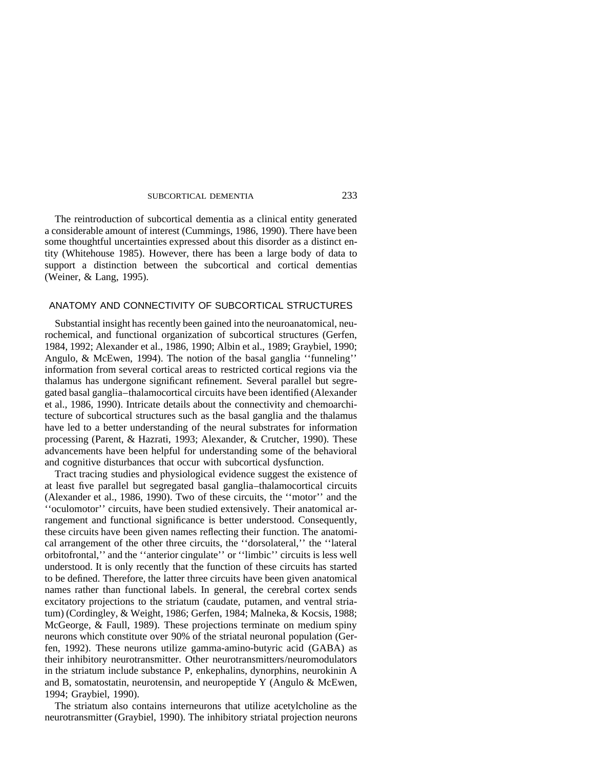The reintroduction of subcortical dementia as a clinical entity generated a considerable amount of interest (Cummings, 1986, 1990). There have been some thoughtful uncertainties expressed about this disorder as a distinct entity (Whitehouse 1985). However, there has been a large body of data to support a distinction between the subcortical and cortical dementias (Weiner, & Lang, 1995).

## ANATOMY AND CONNECTIVITY OF SUBCORTICAL STRUCTURES

Substantial insight has recently been gained into the neuroanatomical, neurochemical, and functional organization of subcortical structures (Gerfen, 1984, 1992; Alexander et al., 1986, 1990; Albin et al., 1989; Graybiel, 1990; Angulo, & McEwen, 1994). The notion of the basal ganglia ''funneling'' information from several cortical areas to restricted cortical regions via the thalamus has undergone significant refinement. Several parallel but segregated basal ganglia–thalamocortical circuits have been identified (Alexander et al., 1986, 1990). Intricate details about the connectivity and chemoarchitecture of subcortical structures such as the basal ganglia and the thalamus have led to a better understanding of the neural substrates for information processing (Parent, & Hazrati, 1993; Alexander, & Crutcher, 1990). These advancements have been helpful for understanding some of the behavioral and cognitive disturbances that occur with subcortical dysfunction.

Tract tracing studies and physiological evidence suggest the existence of at least five parallel but segregated basal ganglia–thalamocortical circuits (Alexander et al., 1986, 1990). Two of these circuits, the ''motor'' and the ''oculomotor'' circuits, have been studied extensively. Their anatomical arrangement and functional significance is better understood. Consequently, these circuits have been given names reflecting their function. The anatomical arrangement of the other three circuits, the ''dorsolateral,'' the ''lateral orbitofrontal,'' and the ''anterior cingulate'' or ''limbic'' circuits is less well understood. It is only recently that the function of these circuits has started to be defined. Therefore, the latter three circuits have been given anatomical names rather than functional labels. In general, the cerebral cortex sends excitatory projections to the striatum (caudate, putamen, and ventral striatum) (Cordingley, & Weight, 1986; Gerfen, 1984; Malneka, & Kocsis, 1988; McGeorge, & Faull, 1989). These projections terminate on medium spiny neurons which constitute over 90% of the striatal neuronal population (Gerfen, 1992). These neurons utilize gamma-amino-butyric acid (GABA) as their inhibitory neurotransmitter. Other neurotransmitters/neuromodulators in the striatum include substance P, enkephalins, dynorphins, neurokinin A and B, somatostatin, neurotensin, and neuropeptide Y (Angulo & McEwen, 1994; Graybiel, 1990).

The striatum also contains interneurons that utilize acetylcholine as the neurotransmitter (Graybiel, 1990). The inhibitory striatal projection neurons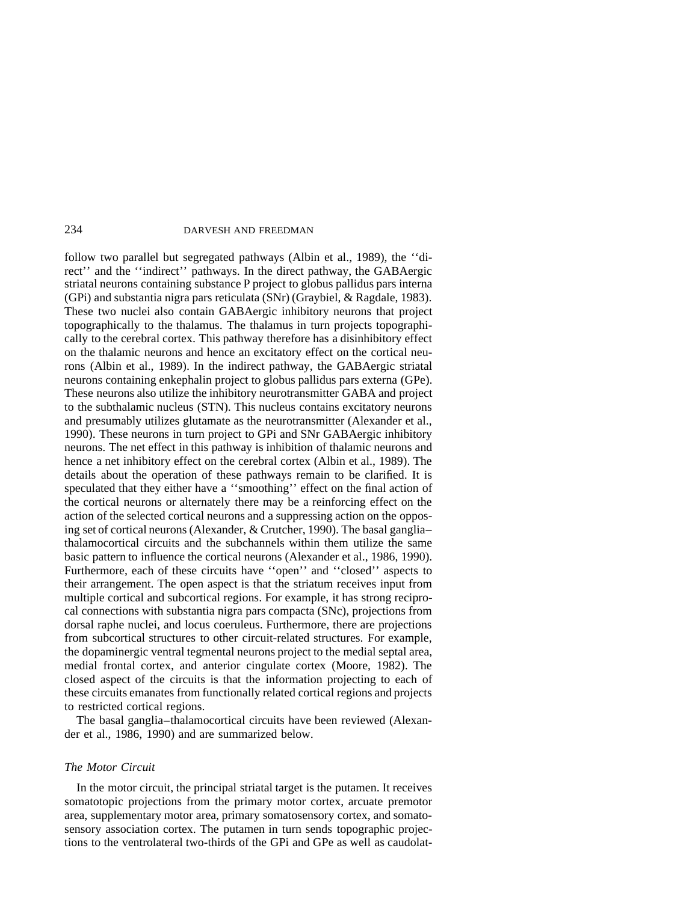follow two parallel but segregated pathways (Albin et al., 1989), the ''direct'' and the ''indirect'' pathways. In the direct pathway, the GABAergic striatal neurons containing substance P project to globus pallidus pars interna (GPi) and substantia nigra pars reticulata (SNr) (Graybiel, & Ragdale, 1983). These two nuclei also contain GABAergic inhibitory neurons that project topographically to the thalamus. The thalamus in turn projects topographically to the cerebral cortex. This pathway therefore has a disinhibitory effect on the thalamic neurons and hence an excitatory effect on the cortical neurons (Albin et al., 1989). In the indirect pathway, the GABAergic striatal neurons containing enkephalin project to globus pallidus pars externa (GPe). These neurons also utilize the inhibitory neurotransmitter GABA and project to the subthalamic nucleus (STN). This nucleus contains excitatory neurons and presumably utilizes glutamate as the neurotransmitter (Alexander et al., 1990). These neurons in turn project to GPi and SNr GABAergic inhibitory neurons. The net effect in this pathway is inhibition of thalamic neurons and hence a net inhibitory effect on the cerebral cortex (Albin et al., 1989). The details about the operation of these pathways remain to be clarified. It is speculated that they either have a ''smoothing'' effect on the final action of the cortical neurons or alternately there may be a reinforcing effect on the action of the selected cortical neurons and a suppressing action on the opposing set of cortical neurons (Alexander, & Crutcher, 1990). The basal ganglia–thalamocortical circuits and the subchannels within them utilize the same basic pattern to influence the cortical neurons (Alexander et al., 1986, 1990). Furthermore, each of these circuits have ''open'' and ''closed'' aspects to their arrangement. The open aspect is that the striatum receives input from multiple cortical and subcortical regions. For example, it has strong reciprocal connections with substantia nigra pars compacta (SNc), projections from dorsal raphe nuclei, and locus coeruleus. Furthermore, there are projections from subcortical structures to other circuit-related structures. For example, the dopaminergic ventral tegmental neurons project to the medial septal area, medial frontal cortex, and anterior cingulate cortex (Moore, 1982). The closed aspect of the circuits is that the information projecting to each of these circuits emanates from functionally related cortical regions and projects to restricted cortical regions.

The basal ganglia–thalamocortical circuits have been reviewed (Alexander et al., 1986, 1990) and are summarized below.

### *The Motor Circuit*

In the motor circuit, the principal striatal target is the putamen. It receives somatotopic projections from the primary motor cortex, arcuate premotor area, supplementary motor area, primary somatosensory cortex, and somatosensory association cortex. The putamen in turn sends topographic projections to the ventrolateral two-thirds of the GPi and GPe as well as caudolat-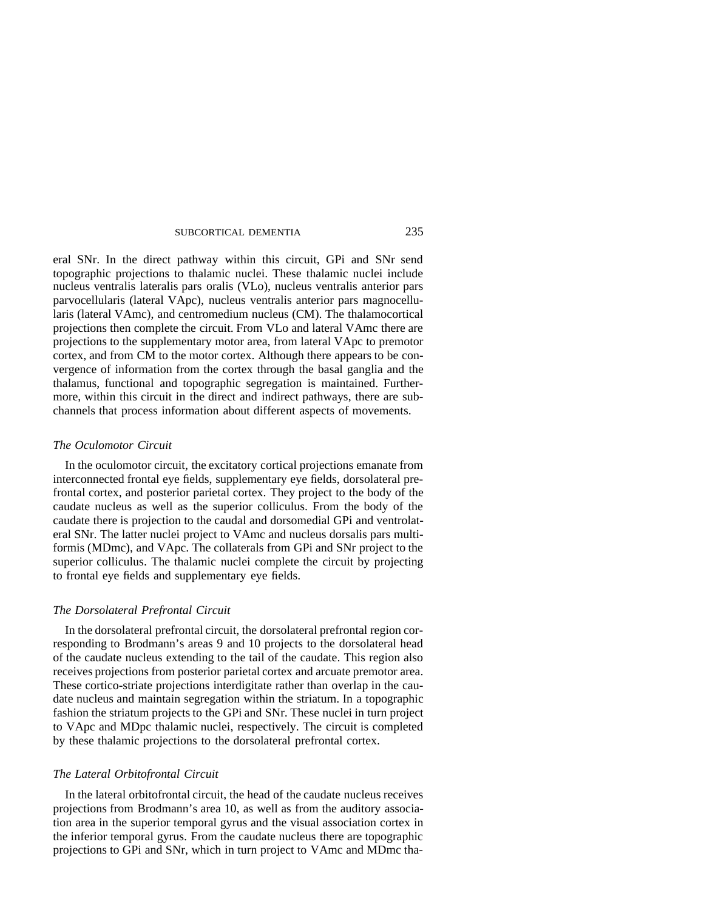eral SNr. In the direct pathway within this circuit, GPi and SNr send topographic projections to thalamic nuclei. These thalamic nuclei include nucleus ventralis lateralis pars oralis (VLo), nucleus ventralis anterior pars parvocellularis (lateral VApc), nucleus ventralis anterior pars magnocellularis (lateral VAmc), and centromedium nucleus (CM). The thalamocortical projections then complete the circuit. From VLo and lateral VAmc there are projections to the supplementary motor area, from lateral VApc to premotor cortex, and from CM to the motor cortex. Although there appears to be convergence of information from the cortex through the basal ganglia and the thalamus, functional and topographic segregation is maintained. Furthermore, within this circuit in the direct and indirect pathways, there are subchannels that process information about different aspects of movements.

### *The Oculomotor Circuit*

In the oculomotor circuit, the excitatory cortical projections emanate from interconnected frontal eye fields, supplementary eye fields, dorsolateral prefrontal cortex, and posterior parietal cortex. They project to the body of the caudate nucleus as well as the superior colliculus. From the body of the caudate there is projection to the caudal and dorsomedial GPi and ventrolateral SNr. The latter nuclei project to VAmc and nucleus dorsalis pars multiformis (MDmc), and VApc. The collaterals from GPi and SNr project to the superior colliculus. The thalamic nuclei complete the circuit by projecting to frontal eye fields and supplementary eye fields.

### *The Dorsolateral Prefrontal Circuit*

In the dorsolateral prefrontal circuit, the dorsolateral prefrontal region corresponding to Brodmann's areas 9 and 10 projects to the dorsolateral head of the caudate nucleus extending to the tail of the caudate. This region also receives projections from posterior parietal cortex and arcuate premotor area. These cortico-striate projections interdigitate rather than overlap in the caudate nucleus and maintain segregation within the striatum. In a topographic fashion the striatum projects to the GPi and SNr. These nuclei in turn project to VApc and MDpc thalamic nuclei, respectively. The circuit is completed by these thalamic projections to the dorsolateral prefrontal cortex.

### *The Lateral Orbitofrontal Circuit*

In the lateral orbitofrontal circuit, the head of the caudate nucleus receives projections from Brodmann's area 10, as well as from the auditory association area in the superior temporal gyrus and the visual association cortex in the inferior temporal gyrus. From the caudate nucleus there are topographic projections to GPi and SNr, which in turn project to VAmc and MDmc tha-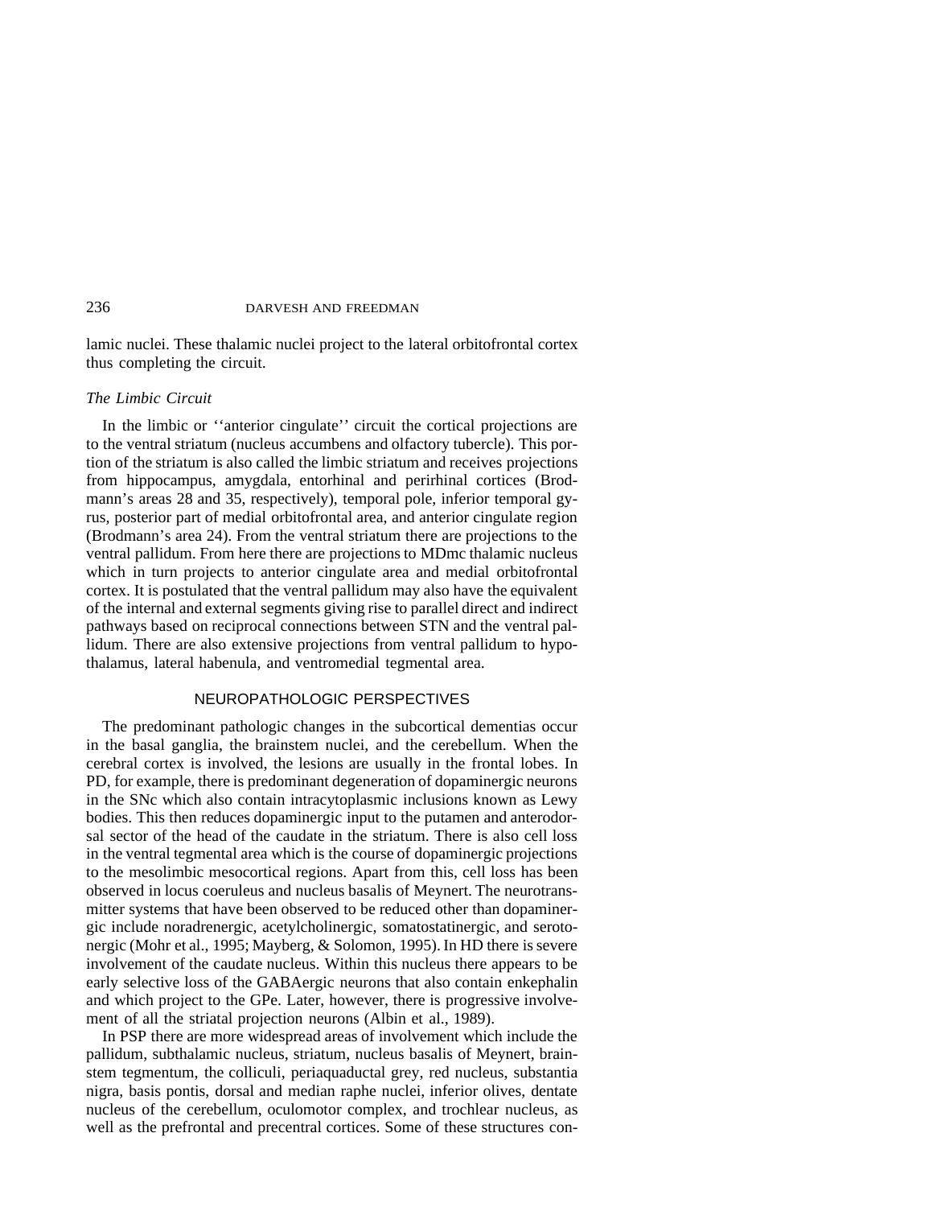lamic nuclei. These thalamic nuclei project to the lateral orbitofrontal cortex thus completing the circuit.

### *The Limbic Circuit*

In the limbic or ''anterior cingulate'' circuit the cortical projections are to the ventral striatum (nucleus accumbens and olfactory tubercle). This portion of the striatum is also called the limbic striatum and receives projections from hippocampus, amygdala, entorhinal and perirhinal cortices (Brodmann's areas 28 and 35, respectively), temporal pole, inferior temporal gyrus, posterior part of medial orbitofrontal area, and anterior cingulate region (Brodmann's area 24). From the ventral striatum there are projections to the ventral pallidum. From here there are projections to MDmc thalamic nucleus which in turn projects to anterior cingulate area and medial orbitofrontal cortex. It is postulated that the ventral pallidum may also have the equivalent of the internal and external segments giving rise to parallel direct and indirect pathways based on reciprocal connections between STN and the ventral pallidum. There are also extensive projections from ventral pallidum to hypothalamus, lateral habenula, and ventromedial tegmental area.

## NEUROPATHOLOGIC PERSPECTIVES

The predominant pathologic changes in the subcortical dementias occur in the basal ganglia, the brainstem nuclei, and the cerebellum. When the cerebral cortex is involved, the lesions are usually in the frontal lobes. In PD, for example, there is predominant degeneration of dopaminergic neurons in the SNc which also contain intracytoplasmic inclusions known as Lewy bodies. This then reduces dopaminergic input to the putamen and anterodorsal sector of the head of the caudate in the striatum. There is also cell loss in the ventral tegmental area which is the course of dopaminergic projections to the mesolimbic mesocortical regions. Apart from this, cell loss has been observed in locus coeruleus and nucleus basalis of Meynert. The neurotransmitter systems that have been observed to be reduced other than dopaminergic include noradrenergic, acetylcholinergic, somatostatinergic, and serotonergic (Mohr et al., 1995; Mayberg, & Solomon, 1995). In HD there is severe involvement of the caudate nucleus. Within this nucleus there appears to be early selective loss of the GABAergic neurons that also contain enkephalin and which project to the GPe. Later, however, there is progressive involvement of all the striatal projection neurons (Albin et al., 1989).

In PSP there are more widespread areas of involvement which include the pallidum, subthalamic nucleus, striatum, nucleus basalis of Meynert, brainstem tegmentum, the colliculi, periaquaductal grey, red nucleus, substantia nigra, basis pontis, dorsal and median raphe nuclei, inferior olives, dentate nucleus of the cerebellum, oculomotor complex, and trochlear nucleus, as well as the prefrontal and precentral cortices. Some of these structures con-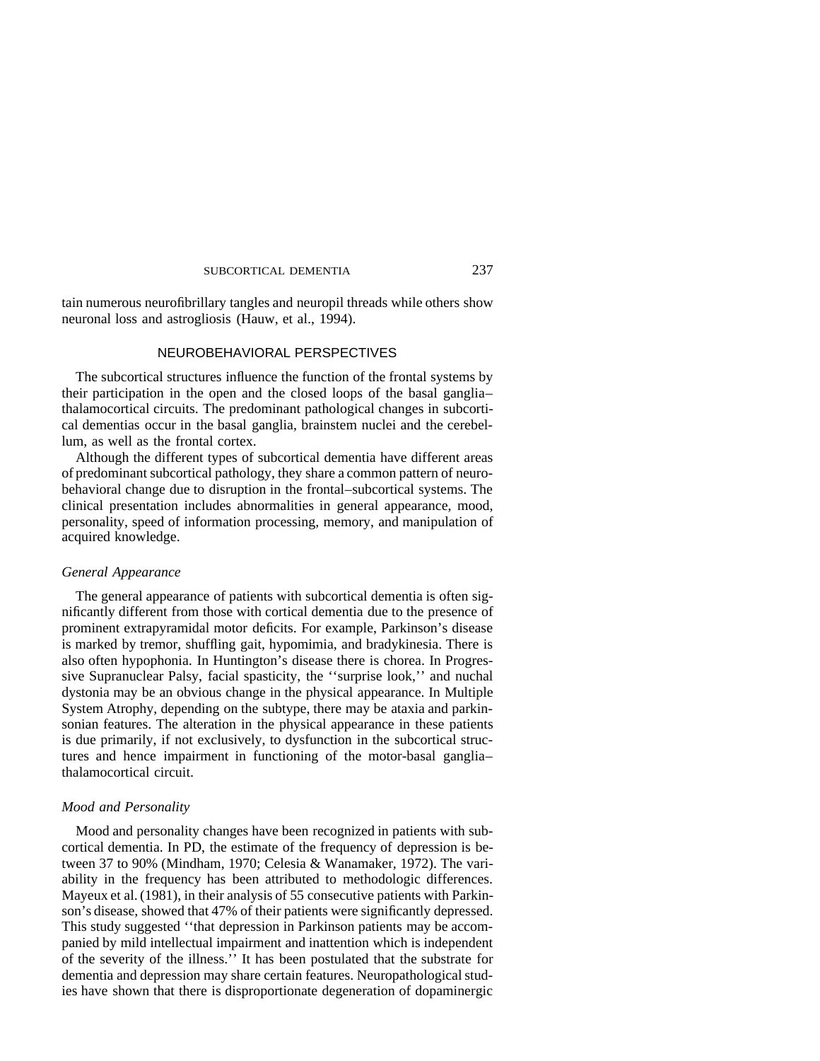tain numerous neurofibrillary tangles and neuropil threads while others show neuronal loss and astrogliosis (Hauw, et al., 1994).

## NEUROBEHAVIORAL PERSPECTIVES

The subcortical structures influence the function of the frontal systems by their participation in the open and the closed loops of the basal ganglia–thalamocortical circuits. The predominant pathological changes in subcortical dementias occur in the basal ganglia, brainstem nuclei and the cerebellum, as well as the frontal cortex.

Although the different types of subcortical dementia have different areas of predominant subcortical pathology, they share a common pattern of neurobehavioral change due to disruption in the frontal–subcortical systems. The clinical presentation includes abnormalities in general appearance, mood, personality, speed of information processing, memory, and manipulation of acquired knowledge.

### *General Appearance*

The general appearance of patients with subcortical dementia is often significantly different from those with cortical dementia due to the presence of prominent extrapyramidal motor deficits. For example, Parkinson's disease is marked by tremor, shuffling gait, hypomimia, and bradykinesia. There is also often hypophonia. In Huntington's disease there is chorea. In Progressive Supranuclear Palsy, facial spasticity, the "surprise look," and nuchal dystonia may be an obvious change in the physical appearance. In Multiple System Atrophy, depending on the subtype, there may be ataxia and parkinsonian features. The alteration in the physical appearance in these patients is due primarily, if not exclusively, to dysfunction in the subcortical structures and hence impairment in functioning of the motor-basal ganglia–thalamocortical circuit.

### *Mood and Personality*

Mood and personality changes have been recognized in patients with subcortical dementia. In PD, the estimate of the frequency of depression is between 37 to 90% (Mindham, 1970; Celesia & Wanamaker, 1972). The variability in the frequency has been attributed to methodologic differences. Mayeux et al. (1981), in their analysis of 55 consecutive patients with Parkinson's disease, showed that 47% of their patients were significantly depressed. This study suggested "that depression in Parkinson patients may be accompanied by mild intellectual impairment and inattention which is independent of the severity of the illness." It has been postulated that the substrate for dementia and depression may share certain features. Neuropathological studies have shown that there is disproportionate degeneration of dopaminergic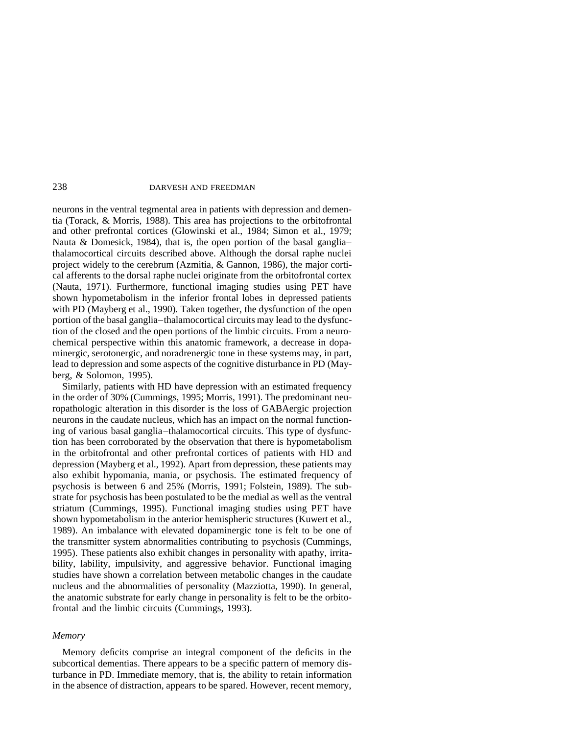neurons in the ventral tegmental area in patients with depression and dementia (Torack, & Morris, 1988). This area has projections to the orbitofrontal and other prefrontal cortices (Glowinski et al., 1984; Simon et al., 1979; Nauta & Domesick, 1984), that is, the open portion of the basal ganglia–thalamocortical circuits described above. Although the dorsal raphe nuclei project widely to the cerebrum (Azmitia, & Gannon, 1986), the major cortical afferents to the dorsal raphe nuclei originate from the orbitofrontal cortex (Nauta, 1971). Furthermore, functional imaging studies using PET have shown hypometabolism in the inferior frontal lobes in depressed patients with PD (Mayberg et al., 1990). Taken together, the dysfunction of the open portion of the basal ganglia–thalamocortical circuits may lead to the dysfunction of the closed and the open portions of the limbic circuits. From a neurochemical perspective within this anatomic framework, a decrease in dopaminergic, serotonergic, and noradrenergic tone in these systems may, in part, lead to depression and some aspects of the cognitive disturbance in PD (Mayberg, & Solomon, 1995).

Similarly, patients with HD have depression with an estimated frequency in the order of 30% (Cummings, 1995; Morris, 1991). The predominant neuropathologic alteration in this disorder is the loss of GABAergic projection neurons in the caudate nucleus, which has an impact on the normal functioning of various basal ganglia–thalamocortical circuits. This type of dysfunction has been corroborated by the observation that there is hypometabolism in the orbitofrontal and other prefrontal cortices of patients with HD and depression (Mayberg et al., 1992). Apart from depression, these patients may also exhibit hypomania, mania, or psychosis. The estimated frequency of psychosis is between 6 and 25% (Morris, 1991; Folstein, 1989). The substrate for psychosis has been postulated to be the medial as well as the ventral striatum (Cummings, 1995). Functional imaging studies using PET have shown hypometabolism in the anterior hemispheric structures (Kuwert et al., 1989). An imbalance with elevated dopaminergic tone is felt to be one of the transmitter system abnormalities contributing to psychosis (Cummings, 1995). These patients also exhibit changes in personality with apathy, irritability, lability, impulsivity, and aggressive behavior. Functional imaging studies have shown a correlation between metabolic changes in the caudate nucleus and the abnormalities of personality (Mazziotta, 1990). In general, the anatomic substrate for early change in personality is felt to be the orbitofrontal and the limbic circuits (Cummings, 1993).

### *Memory*

Memory deficits comprise an integral component of the deficits in the subcortical dementias. There appears to be a specific pattern of memory disturbance in PD. Immediate memory, that is, the ability to retain information in the absence of distraction, appears to be spared. However, recent memory,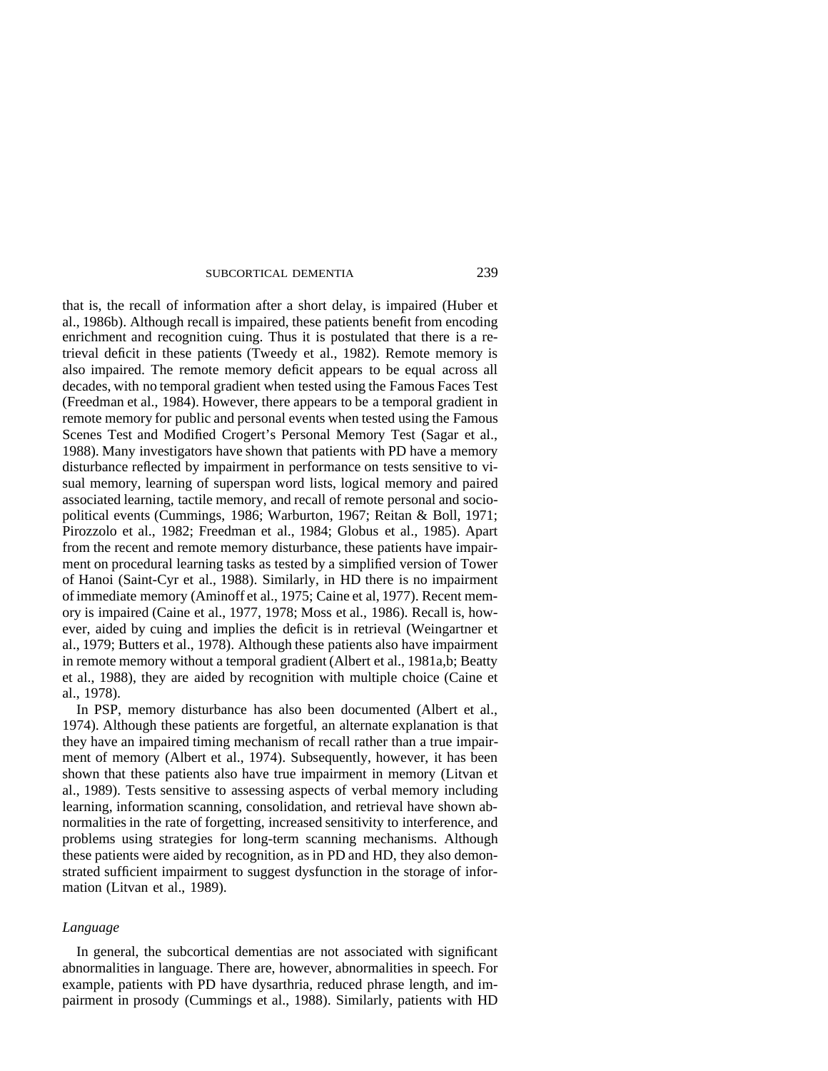that is, the recall of information after a short delay, is impaired (Huber et al., 1986b). Although recall is impaired, these patients benefit from encoding enrichment and recognition cuing. Thus it is postulated that there is a retrieval deficit in these patients (Tweedy et al., 1982). Remote memory is also impaired. The remote memory deficit appears to be equal across all decades, with no temporal gradient when tested using the Famous Faces Test (Freedman et al., 1984). However, there appears to be a temporal gradient in remote memory for public and personal events when tested using the Famous Scenes Test and Modified Crogert's Personal Memory Test (Sagar et al., 1988). Many investigators have shown that patients with PD have a memory disturbance reflected by impairment in performance on tests sensitive to visual memory, learning of superspan word lists, logical memory and paired associated learning, tactile memory, and recall of remote personal and sociopolitical events (Cummings, 1986; Warburton, 1967; Reitan & Boll, 1971; Pirozzolo et al., 1982; Freedman et al., 1984; Globus et al., 1985). Apart from the recent and remote memory disturbance, these patients have impairment on procedural learning tasks as tested by a simplified version of Tower of Hanoi (Saint-Cyr et al., 1988). Similarly, in HD there is no impairment of immediate memory (Aminoff et al., 1975; Caine et al, 1977). Recent memory is impaired (Caine et al., 1977, 1978; Moss et al., 1986). Recall is, however, aided by cuing and implies the deficit is in retrieval (Weingartner et al., 1979; Butters et al., 1978). Although these patients also have impairment in remote memory without a temporal gradient (Albert et al., 1981a,b; Beatty et al., 1988), they are aided by recognition with multiple choice (Caine et al., 1978).

In PSP, memory disturbance has also been documented (Albert et al., 1974). Although these patients are forgetful, an alternate explanation is that they have an impaired timing mechanism of recall rather than a true impairment of memory (Albert et al., 1974). Subsequently, however, it has been shown that these patients also have true impairment in memory (Litvan et al., 1989). Tests sensitive to assessing aspects of verbal memory including learning, information scanning, consolidation, and retrieval have shown abnormalities in the rate of forgetting, increased sensitivity to interference, and problems using strategies for long-term scanning mechanisms. Although these patients were aided by recognition, as in PD and HD, they also demonstrated sufficient impairment to suggest dysfunction in the storage of information (Litvan et al., 1989).

### *Language*

In general, the subcortical dementias are not associated with significant abnormalities in language. There are, however, abnormalities in speech. For example, patients with PD have dysarthria, reduced phrase length, and impairment in prosody (Cummings et al., 1988). Similarly, patients with HD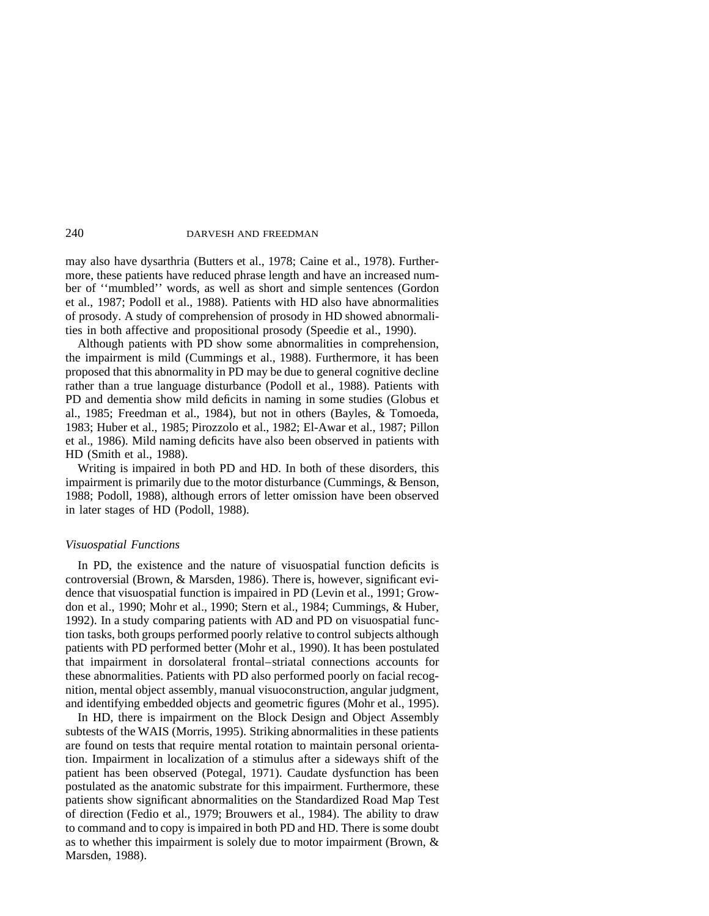may also have dysarthria (Butters et al., 1978; Caine et al., 1978). Furthermore, these patients have reduced phrase length and have an increased number of ''mumbled'' words, as well as short and simple sentences (Gordon et al., 1987; Podoll et al., 1988). Patients with HD also have abnormalities of prosody. A study of comprehension of prosody in HD showed abnormalities in both affective and propositional prosody (Speedie et al., 1990).

Although patients with PD show some abnormalities in comprehension, the impairment is mild (Cummings et al., 1988). Furthermore, it has been proposed that this abnormality in PD may be due to general cognitive decline rather than a true language disturbance (Podoll et al., 1988). Patients with PD and dementia show mild deficits in naming in some studies (Globus et al., 1985; Freedman et al., 1984), but not in others (Bayles, & Tomoeda, 1983; Huber et al., 1985; Pirozzolo et al., 1982; El-Awar et al., 1987; Pillon et al., 1986). Mild naming deficits have also been observed in patients with HD (Smith et al., 1988).

Writing is impaired in both PD and HD. In both of these disorders, this impairment is primarily due to the motor disturbance (Cummings, & Benson, 1988; Podoll, 1988), although errors of letter omission have been observed in later stages of HD (Podoll, 1988).

### *Visuospatial Functions*

In PD, the existence and the nature of visuospatial function deficits is controversial (Brown, & Marsden, 1986). There is, however, significant evidence that visuospatial function is impaired in PD (Levin et al., 1991; Growdon et al., 1990; Mohr et al., 1990; Stern et al., 1984; Cummings, & Huber, 1992). In a study comparing patients with AD and PD on visuospatial function tasks, both groups performed poorly relative to control subjects although patients with PD performed better (Mohr et al., 1990). It has been postulated that impairment in dorsolateral frontal–striatal connections accounts for these abnormalities. Patients with PD also performed poorly on facial recognition, mental object assembly, manual visuoconstruction, angular judgment, and identifying embedded objects and geometric figures (Mohr et al., 1995).

In HD, there is impairment on the Block Design and Object Assembly subtests of the WAIS (Morris, 1995). Striking abnormalities in these patients are found on tests that require mental rotation to maintain personal orientation. Impairment in localization of a stimulus after a sideways shift of the patient has been observed (Potegal, 1971). Caudate dysfunction has been postulated as the anatomic substrate for this impairment. Furthermore, these patients show significant abnormalities on the Standardized Road Map Test of direction (Fedio et al., 1979; Brouwers et al., 1984). The ability to draw to command and to copy is impaired in both PD and HD. There is some doubt as to whether this impairment is solely due to motor impairment (Brown, & Marsden, 1988).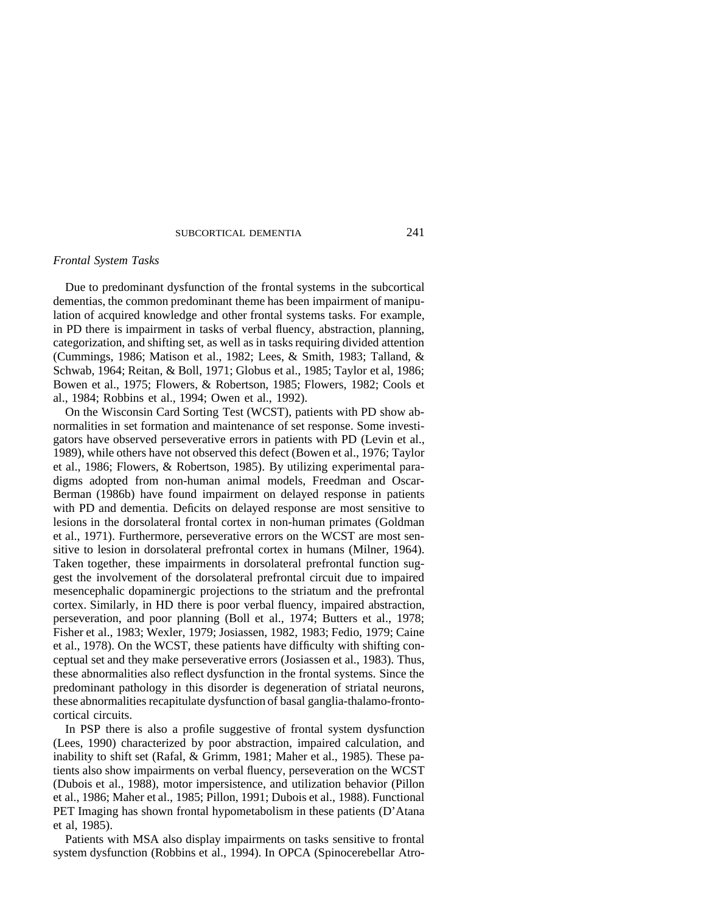*Frontal System Tasks*

Due to predominant dysfunction of the frontal systems in the subcortical dementias, the common predominant theme has been impairment of manipulation of acquired knowledge and other frontal systems tasks. For example, in PD there is impairment in tasks of verbal fluency, abstraction, planning, categorization, and shifting set, as well as in tasks requiring divided attention (Cummings, 1986; Matison et al., 1982; Lees, & Smith, 1983; Talland, & Schwab, 1964; Reitan, & Boll, 1971; Globus et al., 1985; Taylor et al, 1986; Bowen et al., 1975; Flowers, & Robertson, 1985; Flowers, 1982; Cools et al., 1984; Robbins et al., 1994; Owen et al., 1992).

On the Wisconsin Card Sorting Test (WCST), patients with PD show abnormalities in set formation and maintenance of set response. Some investigators have observed perseverative errors in patients with PD (Levin et al., 1989), while others have not observed this defect (Bowen et al., 1976; Taylor et al., 1986; Flowers, & Robertson, 1985). By utilizing experimental paradigms adopted from non-human animal models, Freedman and Oscar-Berman (1986b) have found impairment on delayed response in patients with PD and dementia. Deficits on delayed response are most sensitive to lesions in the dorsolateral frontal cortex in non-human primates (Goldman et al., 1971). Furthermore, perseverative errors on the WCST are most sensitive to lesion in dorsolateral prefrontal cortex in humans (Milner, 1964). Taken together, these impairments in dorsolateral prefrontal function suggest the involvement of the dorsolateral prefrontal circuit due to impaired mesencephalic dopaminergic projections to the striatum and the prefrontal cortex. Similarly, in HD there is poor verbal fluency, impaired abstraction, perseveration, and poor planning (Boll et al., 1974; Butters et al., 1978; Fisher et al., 1983; Wexler, 1979; Josiassen, 1982, 1983; Fedio, 1979; Caine et al., 1978). On the WCST, these patients have difficulty with shifting conceptual set and they make perseverative errors (Josiassen et al., 1983). Thus, these abnormalities also reflect dysfunction in the frontal systems. Since the predominant pathology in this disorder is degeneration of striatal neurons, these abnormalities recapitulate dysfunction of basal ganglia-thalamo-fronto-cortical circuits.

In PSP there is also a profile suggestive of frontal system dysfunction (Lees, 1990) characterized by poor abstraction, impaired calculation, and inability to shift set (Rafal, & Grimm, 1981; Maher et al., 1985). These patients also show impairments on verbal fluency, perseveration on the WCST (Dubois et al., 1988), motor impersistence, and utilization behavior (Pillon et al., 1986; Maher et al., 1985; Pillon, 1991; Dubois et al., 1988). Functional PET Imaging has shown frontal hypometabolism in these patients (D'Atana et al, 1985).

Patients with MSA also display impairments on tasks sensitive to frontal system dysfunction (Robbins et al., 1994). In OPCA (Spinocerebellar Atro-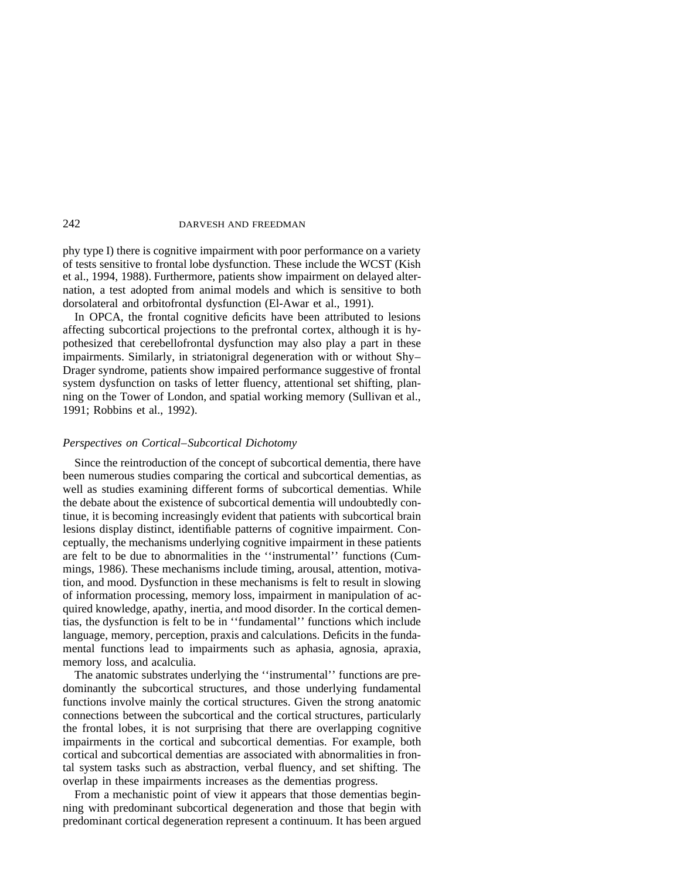phy type I) there is cognitive impairment with poor performance on a variety of tests sensitive to frontal lobe dysfunction. These include the WCST (Kish et al., 1994, 1988). Furthermore, patients show impairment on delayed alternation, a test adopted from animal models and which is sensitive to both dorsolateral and orbitofrontal dysfunction (El-Awar et al., 1991).

In OPCA, the frontal cognitive deficits have been attributed to lesions affecting subcortical projections to the prefrontal cortex, although it is hypothesized that cerebellofrontal dysfunction may also play a part in these impairments. Similarly, in striatonigral degeneration with or without Shy–Drager syndrome, patients show impaired performance suggestive of frontal system dysfunction on tasks of letter fluency, attentional set shifting, planning on the Tower of London, and spatial working memory (Sullivan et al., 1991; Robbins et al., 1992).

### *Perspectives on Cortical–Subcortical Dichotomy*

Since the reintroduction of the concept of subcortical dementia, there have been numerous studies comparing the cortical and subcortical dementias, as well as studies examining different forms of subcortical dementias. While the debate about the existence of subcortical dementia will undoubtedly continue, it is becoming increasingly evident that patients with subcortical brain lesions display distinct, identifiable patterns of cognitive impairment. Conceptually, the mechanisms underlying cognitive impairment in these patients are felt to be due to abnormalities in the ''instrumental'' functions (Cummings, 1986). These mechanisms include timing, arousal, attention, motivation, and mood. Dysfunction in these mechanisms is felt to result in slowing of information processing, memory loss, impairment in manipulation of acquired knowledge, apathy, inertia, and mood disorder. In the cortical dementias, the dysfunction is felt to be in ''fundamental'' functions which include language, memory, perception, praxis and calculations. Deficits in the fundamental functions lead to impairments such as aphasia, agnosia, apraxia, memory loss, and acalculia.

The anatomic substrates underlying the ''instrumental'' functions are predominantly the subcortical structures, and those underlying fundamental functions involve mainly the cortical structures. Given the strong anatomic connections between the subcortical and the cortical structures, particularly the frontal lobes, it is not surprising that there are overlapping cognitive impairments in the cortical and subcortical dementias. For example, both cortical and subcortical dementias are associated with abnormalities in frontal system tasks such as abstraction, verbal fluency, and set shifting. The overlap in these impairments increases as the dementias progress.

From a mechanistic point of view it appears that those dementias beginning with predominant subcortical degeneration and those that begin with predominant cortical degeneration represent a continuum. It has been argued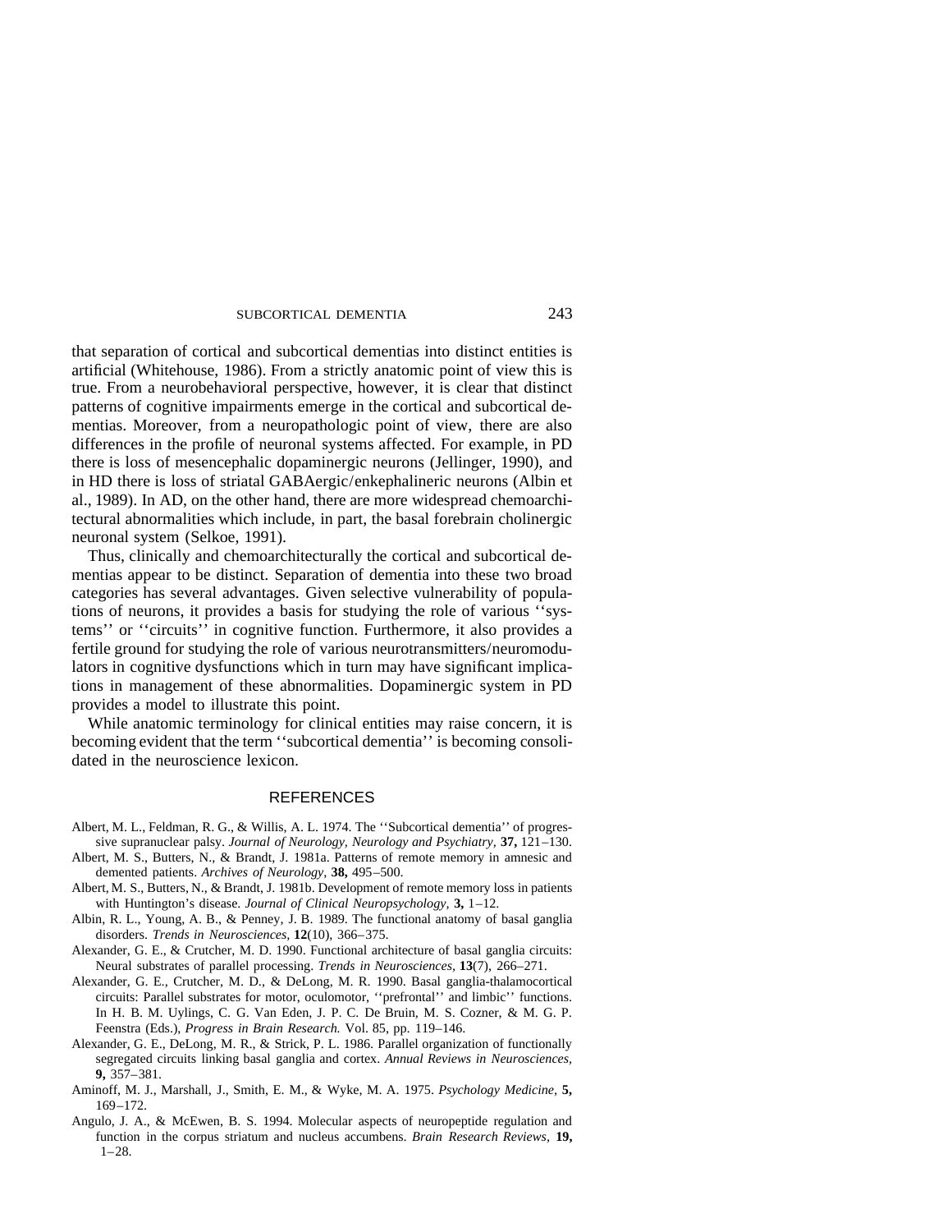that separation of cortical and subcortical dementias into distinct entities is artificial (Whitehouse, 1986). From a strictly anatomic point of view this is true. From a neurobehavioral perspective, however, it is clear that distinct patterns of cognitive impairments emerge in the cortical and subcortical dementias. Moreover, from a neuropathologic point of view, there are also differences in the profile of neuronal systems affected. For example, in PD there is loss of mesencephalic dopaminergic neurons (Jellinger, 1990), and in HD there is loss of striatal GABAergic/enkephalineric neurons (Albin et al., 1989). In AD, on the other hand, there are more widespread chemoarchitectural abnormalities which include, in part, the basal forebrain cholinergic neuronal system (Selkoe, 1991).

Thus, clinically and chemoarchitecturally the cortical and subcortical dementias appear to be distinct. Separation of dementia into these two broad categories has several advantages. Given selective vulnerability of populations of neurons, it provides a basis for studying the role of various ''systems'' or ''circuits'' in cognitive function. Furthermore, it also provides a fertile ground for studying the role of various neurotransmitters/neuromodulators in cognitive dysfunctions which in turn may have significant implications in management of these abnormalities. Dopaminergic system in PD provides a model to illustrate this point.

While anatomic terminology for clinical entities may raise concern, it is becoming evident that the term ''subcortical dementia'' is becoming consolidated in the neuroscience lexicon.

## REFERENCES

Albert, M. L., Feldman, R. G., & Willis, A. L. 1974. The ''Subcortical dementia'' of progressive supranuclear palsy. *Journal of Neurology, Neurology and Psychiatry*, **37,** 121–130.

Albert, M. S., Butters, N., & Brandt, J. 1981a. Patterns of remote memory in amnesic and demented patients. *Archives of Neurology*, **38,** 495–500.

Albert, M. S., Butters, N., & Brandt, J. 1981b. Development of remote memory loss in patients with Huntington's disease. *Journal of Clinical Neuropsychology*, **3,** 1–12.

Albin, R. L., Young, A. B., & Penney, J. B. 1989. The functional anatomy of basal ganglia disorders. *Trends in Neurosciences*, **12**(10), 366–375.

Alexander, G. E., & Crutcher, M. D. 1990. Functional architecture of basal ganglia circuits: Neural substrates of parallel processing. *Trends in Neurosciences*, **13**(7), 266–271.

Alexander, G. E., Crutcher, M. D., & DeLong, M. R. 1990. Basal ganglia-thalamocortical circuits: Parallel substrates for motor, oculomotor, ''prefrontal'' and limbic'' functions. In H. B. M. Uylings, C. G. Van Eden, J. P. C. De Bruin, M. S. Cozner, & M. G. P. Feenstra (Eds.), *Progress in Brain Research.* Vol. 85, pp. 119–146.

Alexander, G. E., DeLong, M. R., & Strick, P. L. 1986. Parallel organization of functionally segregated circuits linking basal ganglia and cortex. *Annual Reviews in Neurosciences*, **9,** 357–381.

Aminoff, M. J., Marshall, J., Smith, E. M., & Wyke, M. A. 1975. *Psychology Medicine*, **5,** 169–172.

Angulo, J. A., & McEwen, B. S. 1994. Molecular aspects of neuropeptide regulation and function in the corpus striatum and nucleus accumbens. *Brain Research Reviews*, **19,** 1–28.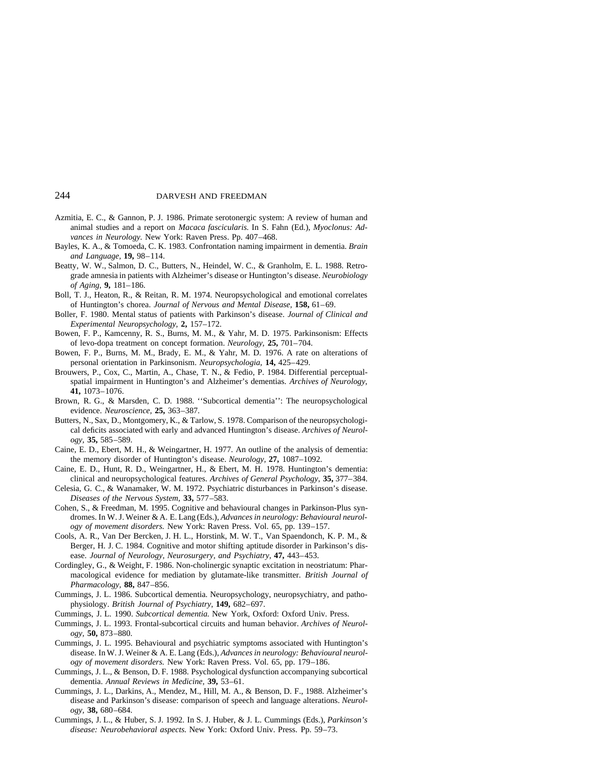Azmitia, E. C., & Gannon, P. J. 1986. Primate serotonergic system: A review of human and animal studies and a report on *Macaca fascicularis.* In S. Fahn (Ed.), *Myoclonus: Advances in Neurology.* New York: Raven Press. Pp. 407–468.

Bayles, K. A., & Tomoeda, C. K. 1983. Confrontation naming impairment in dementia. *Brain and Language,* **19,** 98–114.

Beatty, W. W., Salmon, D. C., Butters, N., Heindel, W. C., & Granholm, E. L. 1988. Retrograde amnesia in patients with Alzheimer's disease or Huntington's disease. *Neurobiology of Aging,* **9,** 181–186.

Boll, T. J., Heaton, R., & Reitan, R. M. 1974. Neuropsychological and emotional correlates of Huntington's chorea. *Journal of Nervous and Mental Disease,* **158,** 61–69.

Boller, F. 1980. Mental status of patients with Parkinson's disease. *Journal of Clinical and Experimental Neuropsychology,* **2,** 157–172.

Bowen, F. P., Kamcenny, R. S., Burns, M. M., & Yahr, M. D. 1975. Parkinsonism: Effects of levo-dopa treatment on concept formation. *Neurology,* **25,** 701–704.

Bowen, F. P., Burns, M. M., Brady, E. M., & Yahr, M. D. 1976. A rate on alterations of personal orientation in Parkinsonism. *Neuropsychologia,* **14,** 425–429.

Brouwers, P., Cox, C., Martin, A., Chase, T. N., & Fedio, P. 1984. Differential perceptual-spatial impairment in Huntington's and Alzheimer's dementias. *Archives of Neurology,* **41,** 1073–1076.

Brown, R. G., & Marsden, C. D. 1988. ''Subcortical dementia'': The neuropsychological evidence. *Neuroscience,* **25,** 363–387.

Butters, N., Sax, D., Montgomery, K., & Tarlow, S. 1978. Comparison of the neuropsychological deficits associated with early and advanced Huntington's disease. *Archives of Neurology,* **35,** 585–589.

Caine, E. D., Ebert, M. H., & Weingartner, H. 1977. An outline of the analysis of dementia: the memory disorder of Huntington's disease. *Neurology,* **27,** 1087–1092.

Caine, E. D., Hunt, R. D., Weingartner, H., & Ebert, M. H. 1978. Huntington's dementia: clinical and neuropsychological features. *Archives of General Psychology,* **35,** 377–384.

Celesia, G. C., & Wanamaker, W. M. 1972. Psychiatric disturbances in Parkinson's disease. *Diseases of the Nervous System,* **33,** 577–583.

Cohen, S., & Freedman, M. 1995. Cognitive and behavioural changes in Parkinson-Plus syndromes. In W. J. Weiner & A. E. Lang (Eds.), *Advances in neurology: Behavioural neurology of movement disorders.* New York: Raven Press. Vol. 65, pp. 139–157.

Cools, A. R., Van Der Bercken, J. H. L., Horstink, M. W. T., Van Spaendonch, K. P. M., & Berger, H. J. C. 1984. Cognitive and motor shifting aptitude disorder in Parkinson's disease. *Journal of Neurology, Neurosurgery, and Psychiatry,* **47,** 443–453.

Cordingley, G., & Weight, F. 1986. Non-cholinergic synaptic excitation in neostriatum: Pharmacological evidence for mediation by glutamate-like transmitter. *British Journal of Pharmacology,* **88,** 847–856.

Cummings, J. L. 1986. Subcortical dementia. Neuropsychology, neuropsychiatry, and pathophysiology. *British Journal of Psychiatry,* **149,** 682–697.

Cummings, J. L. 1990. *Subcortical dementia.* New York, Oxford: Oxford Univ. Press.

Cummings, J. L. 1993. Frontal-subcortical circuits and human behavior. *Archives of Neurology,* **50,** 873–880.

Cummings, J. L. 1995. Behavioural and psychiatric symptoms associated with Huntington's disease. In W. J. Weiner & A. E. Lang (Eds.), *Advances in neurology: Behavioural neurology of movement disorders.* New York: Raven Press. Vol. 65, pp. 179–186.

Cummings, J. L., & Benson, D. F. 1988. Psychological dysfunction accompanying subcortical dementia. *Annual Reviews in Medicine,* **39,** 53–61.

Cummings, J. L., Darkins, A., Mendez, M., Hill, M. A., & Benson, D. F., 1988. Alzheimer's disease and Parkinson's disease: comparison of speech and language alterations. *Neurology,* **38,** 680–684.

Cummings, J. L., & Huber, S. J. 1992. In S. J. Huber, & J. L. Cummings (Eds.), *Parkinson's disease: Neurobehavioral aspects.* New York: Oxford Univ. Press. Pp. 59–73.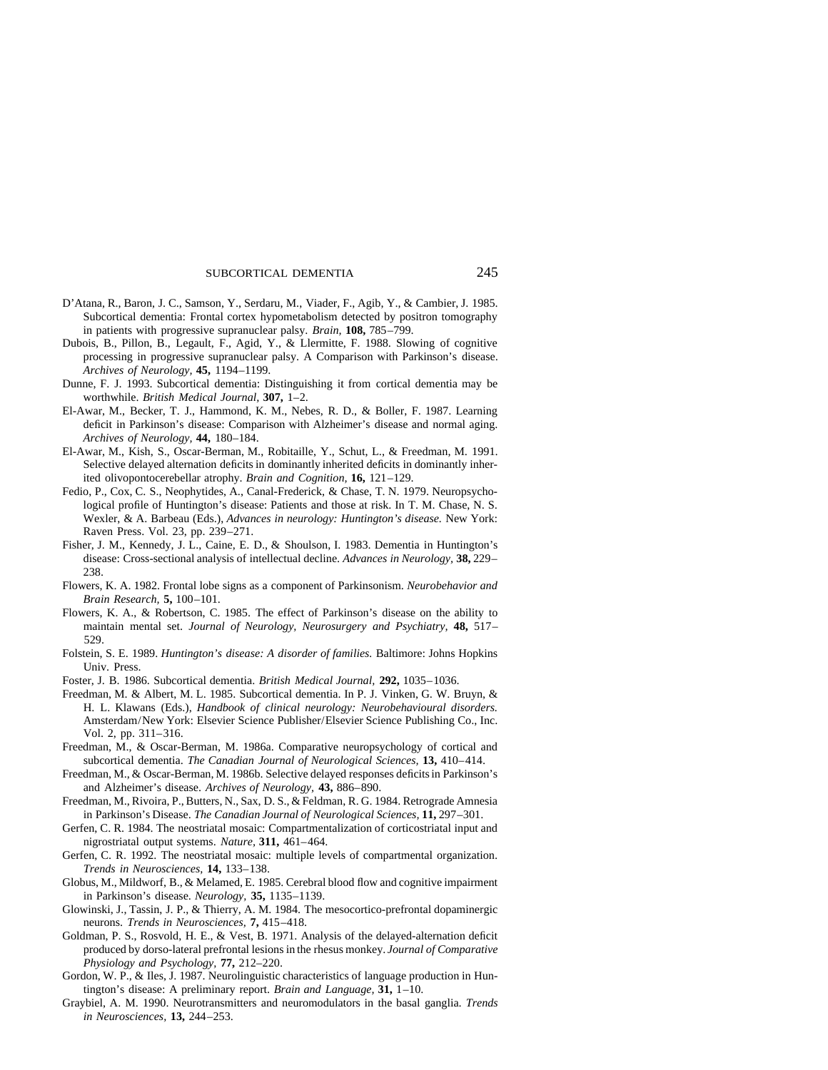D'Atana, R., Baron, J. C., Samson, Y., Serdaru, M., Viader, F., Agib, Y., & Cambier, J. 1985. Subcortical dementia: Frontal cortex hypometabolism detected by positron tomography in patients with progressive supranuclear palsy. *Brain,* **108,** 785–799.

Dubois, B., Pillon, B., Legault, F., Agid, Y., & Llermitte, F. 1988. Slowing of cognitive processing in progressive supranuclear palsy. A Comparison with Parkinson's disease. *Archives of Neurology,* **45,** 1194–1199.

Dunne, F. J. 1993. Subcortical dementia: Distinguishing it from cortical dementia may be worthwhile. *British Medical Journal,* **307,** 1–2.

El-Awar, M., Becker, T. J., Hammond, K. M., Nebes, R. D., & Boller, F. 1987. Learning deficit in Parkinson's disease: Comparison with Alzheimer's disease and normal aging. *Archives of Neurology,* **44,** 180–184.

El-Awar, M., Kish, S., Oscar-Berman, M., Robitaille, Y., Schut, L., & Freedman, M. 1991. Selective delayed alternation deficits in dominantly inherited deficits in dominantly inherited olivopontocerebellar atrophy. *Brain and Cognition,* **16,** 121–129.

Fedio, P., Cox, C. S., Neophytides, A., Canal-Frederick, & Chase, T. N. 1979. Neuropsychological profile of Huntington's disease: Patients and those at risk. In T. M. Chase, N. S. Wexler, & A. Barbeau (Eds.), *Advances in neurology: Huntington's disease.* New York: Raven Press. Vol. 23, pp. 239–271.

Fisher, J. M., Kennedy, J. L., Caine, E. D., & Shoulson, I. 1983. Dementia in Huntington's disease: Cross-sectional analysis of intellectual decline. *Advances in Neurology,* **38,** 229–238.

Flowers, K. A. 1982. Frontal lobe signs as a component of Parkinsonism. *Neurobehavior and Brain Research,* **5,** 100–101.

Flowers, K. A., & Robertson, C. 1985. The effect of Parkinson's disease on the ability to maintain mental set. *Journal of Neurology, Neurosurgery and Psychiatry,* **48,** 517–529.

Folstein, S. E. 1989. *Huntington's disease: A disorder of families.* Baltimore: Johns Hopkins Univ. Press.

Foster, J. B. 1986. Subcortical dementia. *British Medical Journal,* **292,** 1035–1036.

Freedman, M. & Albert, M. L. 1985. Subcortical dementia. In P. J. Vinken, G. W. Bruyn, & H. L. Klawans (Eds.), *Handbook of clinical neurology: Neurobehavioural disorders.* Amsterdam/New York: Elsevier Science Publisher/Elsevier Science Publishing Co., Inc. Vol. 2, pp. 311–316.

Freedman, M., & Oscar-Berman, M. 1986a. Comparative neuropsychology of cortical and subcortical dementia. *The Canadian Journal of Neurological Sciences,* **13,** 410–414.

Freedman, M., & Oscar-Berman, M. 1986b. Selective delayed responses deficits in Parkinson's and Alzheimer's disease. *Archives of Neurology,* **43,** 886–890.

Freedman, M., Rivoira, P., Butters, N., Sax, D. S., & Feldman, R. G. 1984. Retrograde Amnesia in Parkinson's Disease. *The Canadian Journal of Neurological Sciences,* **11,** 297–301.

Gerfen, C. R. 1984. The neostriatal mosaic: Compartmentalization of corticostriatal input and nigrostriatal output systems. *Nature,* **311,** 461–464.

Gerfen, C. R. 1992. The neostriatal mosaic: multiple levels of compartmental organization. *Trends in Neurosciences,* **14,** 133–138.

Globus, M., Mildworf, B., & Melamed, E. 1985. Cerebral blood flow and cognitive impairment in Parkinson's disease. *Neurology,* **35,** 1135–1139.

Glowinski, J., Tassin, J. P., & Thierry, A. M. 1984. The mesocortico-prefrontal dopaminergic neurons. *Trends in Neurosciences,* **7,** 415–418.

Goldman, P. S., Rosvold, H. E., & Vest, B. 1971. Analysis of the delayed-alternation deficit produced by dorso-lateral prefrontal lesions in the rhesus monkey. *Journal of Comparative Physiology and Psychology,* **77,** 212–220.

Gordon, W. P., & Iles, J. 1987. Neurolinguistic characteristics of language production in Huntington's disease: A preliminary report. *Brain and Language,* **31,** 1–10.

Graybiel, A. M. 1990. Neurotransmitters and neuromodulators in the basal ganglia. *Trends in Neurosciences,* **13,** 244–253.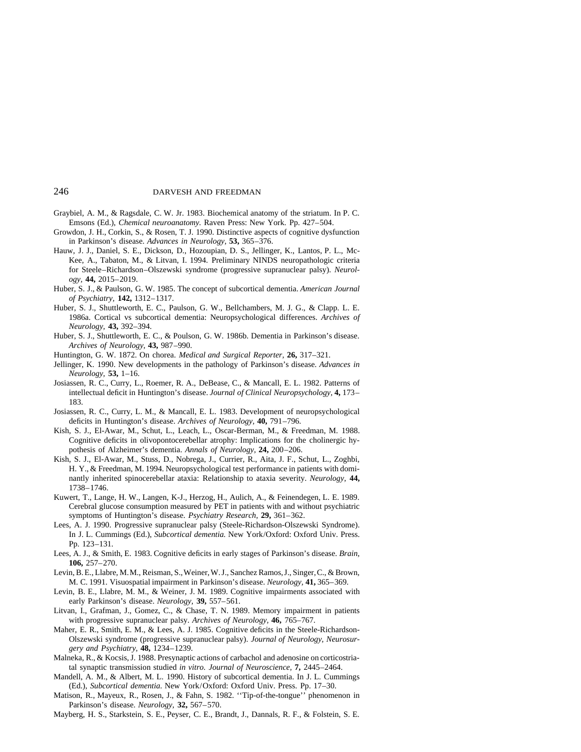Graybiel, A. M., & Ragsdale, C. W. Jr. 1983. Biochemical anatomy of the striatum. In P. C. Emsons (Ed.), *Chemical neuroanatomy.* Raven Press: New York. Pp. 427–504.

Growdon, J. H., Corkin, S., & Rosen, T. J. 1990. Distinctive aspects of cognitive dysfunction in Parkinson's disease. *Advances in Neurology,* **53,** 365–376.

Hauw, J. J., Daniel, S. E., Dickson, D., Hozoupian, D. S., Jellinger, K., Lantos, P. L., McKee, A., Tabaton, M., & Litvan, I. 1994. Preliminary NINDS neuropathologic criteria for Steele–Richardson–Olszewski syndrome (progressive supranuclear palsy). *Neurology,* **44,** 2015–2019.

Huber, S. J., & Paulson, G. W. 1985. The concept of subcortical dementia. *American Journal of Psychiatry,* **142,** 1312–1317.

Huber, S. J., Shuttleworth, E. C., Paulson, G. W., Bellchambers, M. J. G., & Clapp. L. E. 1986a. Cortical vs subcortical dementia: Neuropsychological differences. *Archives of Neurology,* **43,** 392–394.

Huber, S. J., Shuttleworth, E. C., & Poulson, G. W. 1986b. Dementia in Parkinson's disease. *Archives of Neurology,* **43,** 987–990.

Huntington, G. W. 1872. On chorea. *Medical and Surgical Reporter,* **26,** 317–321.

Jellinger, K. 1990. New developments in the pathology of Parkinson's disease. *Advances in Neurology,* **53,** 1–16.

Josiassen, R. C., Curry, L., Roemer, R. A., DeBease, C., & Mancall, E. L. 1982. Patterns of intellectual deficit in Huntington's disease. *Journal of Clinical Neuropsychology,* **4,** 173–183.

Josiassen, R. C., Curry, L. M., & Mancall, E. L. 1983. Development of neuropsychological deficits in Huntington's disease. *Archives of Neurology,* **40,** 791–796.

Kish, S. J., El-Awar, M., Schut, L., Leach, L., Oscar-Berman, M., & Freedman, M. 1988. Cognitive deficits in olivopontocerebellar atrophy: Implications for the cholinergic hypothesis of Alzheimer's dementia. *Annals of Neurology,* **24,** 200–206.

Kish, S. J., El-Awar, M., Stuss, D., Nobrega, J., Currier, R., Aita, J. F., Schut, L., Zoghbi, H. Y., & Freedman, M. 1994. Neuropsychological test performance in patients with dominantly inherited spinocerebellar ataxia: Relationship to ataxia severity. *Neurology,* **44,** 1738–1746.

Kuwert, T., Lange, H. W., Langen, K-J., Herzog, H., Aulich, A., & Feinendegen, L. E. 1989. Cerebral glucose consumption measured by PET in patients with and without psychiatric symptoms of Huntington's disease. *Psychiatry Research,* **29,** 361–362.

Lees, A. J. 1990. Progressive supranuclear palsy (Steele-Richardson-Olszewski Syndrome). In J. L. Cummings (Ed.), *Subcortical dementia.* New York/Oxford: Oxford Univ. Press. Pp. 123–131.

Lees, A. J., & Smith, E. 1983. Cognitive deficits in early stages of Parkinson's disease. *Brain,* **106,** 257–270.

Levin, B. E., Llabre, M. M., Reisman, S., Weiner, W. J., Sanchez Ramos, J., Singer, C., & Brown, M. C. 1991. Visuospatial impairment in Parkinson's disease. *Neurology,* **41,** 365–369.

Levin, B. E., Llabre, M. M., & Weiner, J. M. 1989. Cognitive impairments associated with early Parkinson's disease. *Neurology,* **39,** 557–561.

Litvan, I., Grafman, J., Gomez, C., & Chase, T. N. 1989. Memory impairment in patients with progressive supranuclear palsy. *Archives of Neurology,* **46,** 765–767.

Maher, E. R., Smith, E. M., & Lees, A. J. 1985. Cognitive deficits in the Steele-Richardson-Olszewski syndrome (progressive supranuclear palsy). *Journal of Neurology, Neurosurgery and Psychiatry,* **48,** 1234–1239.

Malneka, R., & Kocsis, J. 1988. Presynaptic actions of carbachol and adenosine on corticostriatal synaptic transmission studied *in vitro. Journal of Neuroscience,* **7,** 2445–2464.

Mandell, A. M., & Albert, M. L. 1990. History of subcortical dementia. In J. L. Cummings (Ed.), *Subcortical dementia.* New York/Oxford: Oxford Univ. Press. Pp. 17–30.

Matison, R., Mayeux, R., Rosen, J., & Fahn, S. 1982. ''Tip-of-the-tongue'' phenomenon in Parkinson's disease. *Neurology,* **32,** 567–570.

Mayberg, H. S., Starkstein, S. E., Peyser, C. E., Brandt, J., Dannals, R. F., & Folstein, S. E.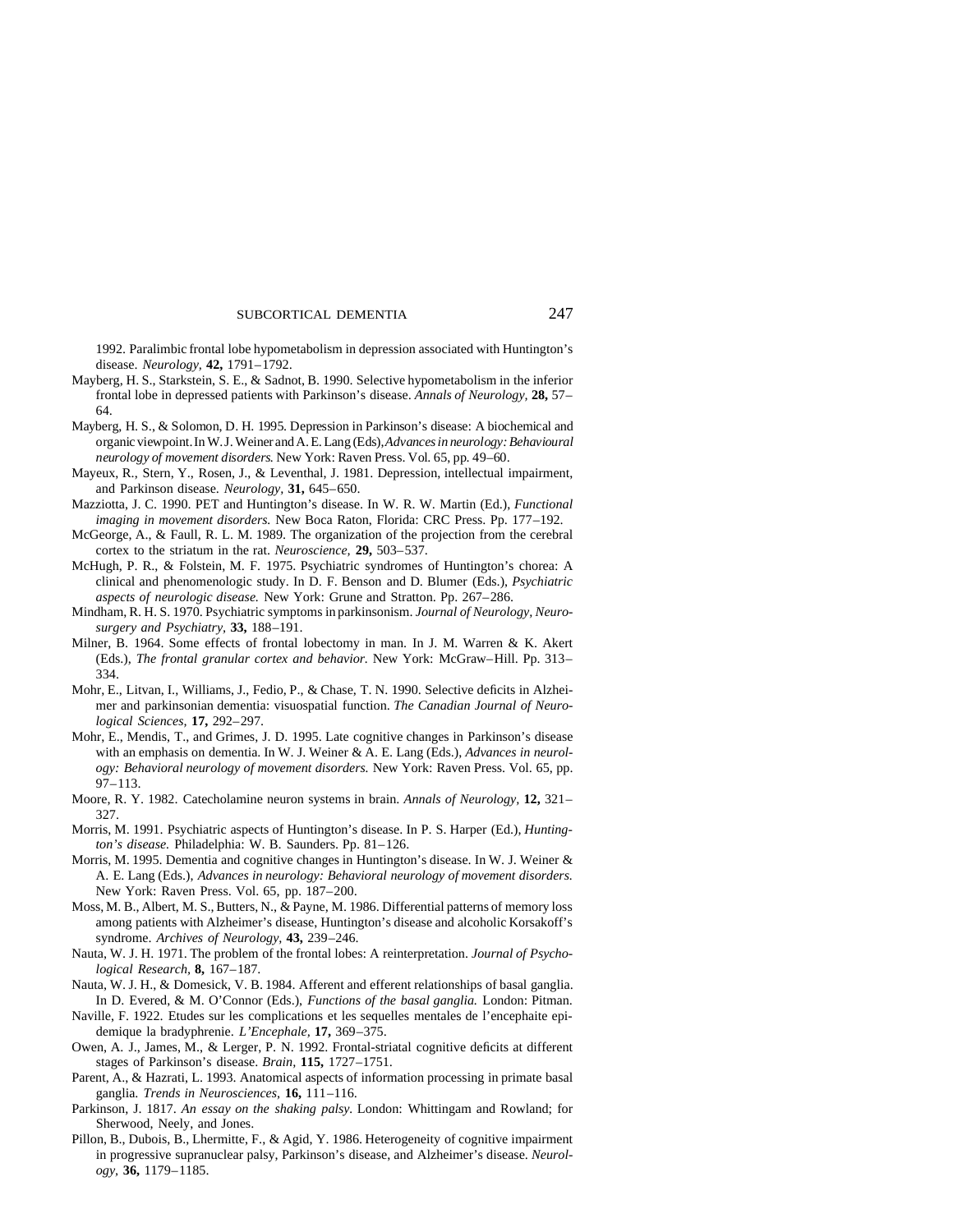1992. Paralimbic frontal lobe hypometabolism in depression associated with Huntington's disease. *Neurology,* **42,** 1791–1792.

Mayberg, H. S., Starkstein, S. E., & Sadnot, B. 1990. Selective hypometabolism in the inferior frontal lobe in depressed patients with Parkinson's disease. *Annals of Neurology,* **28,** 57–64.

Mayberg, H. S., & Solomon, D. H. 1995. Depression in Parkinson's disease: A biochemical and organic viewpoint. In W. J. Weiner and A. E. Lang (Eds), *Advances in neurology: Behavioural neurology of movement disorders.* New York: Raven Press. Vol. 65, pp. 49–60.

Mayeux, R., Stern, Y., Rosen, J., & Leventhal, J. 1981. Depression, intellectual impairment, and Parkinson disease. *Neurology,* **31,** 645–650.

Mazziotta, J. C. 1990. PET and Huntington's disease. In W. R. W. Martin (Ed.), *Functional imaging in movement disorders.* New Boca Raton, Florida: CRC Press. Pp. 177–192.

McGeorge, A., & Faull, R. L. M. 1989. The organization of the projection from the cerebral cortex to the striatum in the rat. *Neuroscience,* **29,** 503–537.

McHugh, P. R., & Folstein, M. F. 1975. Psychiatric syndromes of Huntington's chorea: A clinical and phenomenologic study. In D. F. Benson and D. Blumer (Eds.), *Psychiatric aspects of neurologic disease.* New York: Grune and Stratton. Pp. 267–286.

Mindham, R. H. S. 1970. Psychiatric symptoms in parkinsonism. *Journal of Neurology, Neurosurgery and Psychiatry,* **33,** 188–191.

Milner, B. 1964. Some effects of frontal lobectomy in man. In J. M. Warren & K. Akert (Eds.), *The frontal granular cortex and behavior.* New York: McGraw–Hill. Pp. 313–334.

Mohr, E., Litvan, I., Williams, J., Fedio, P., & Chase, T. N. 1990. Selective deficits in Alzheimer and parkinsonian dementia: visuospatial function. *The Canadian Journal of Neurological Sciences,* **17,** 292–297.

Mohr, E., Mendis, T., and Grimes, J. D. 1995. Late cognitive changes in Parkinson's disease with an emphasis on dementia. In W. J. Weiner & A. E. Lang (Eds.), *Advances in neurology: Behavioral neurology of movement disorders.* New York: Raven Press. Vol. 65, pp. 97–113.

Moore, R. Y. 1982. Catecholamine neuron systems in brain. *Annals of Neurology,* **12,** 321–327.

Morris, M. 1991. Psychiatric aspects of Huntington's disease. In P. S. Harper (Ed.), *Huntington's disease.* Philadelphia: W. B. Saunders. Pp. 81–126.

Morris, M. 1995. Dementia and cognitive changes in Huntington's disease. In W. J. Weiner & A. E. Lang (Eds.), *Advances in neurology: Behavioral neurology of movement disorders.* New York: Raven Press. Vol. 65, pp. 187–200.

Moss, M. B., Albert, M. S., Butters, N., & Payne, M. 1986. Differential patterns of memory loss among patients with Alzheimer's disease, Huntington's disease and alcoholic Korsakoff's syndrome. *Archives of Neurology,* **43,** 239–246.

Nauta, W. J. H. 1971. The problem of the frontal lobes: A reinterpretation. *Journal of Psychological Research,* **8,** 167–187.

Nauta, W. J. H., & Domesick, V. B. 1984. Afferent and efferent relationships of basal ganglia. In D. Evered, & M. O'Connor (Eds.), *Functions of the basal ganglia.* London: Pitman.

Naville, F. 1922. Etudes sur les complications et les sequelles mentales de l'encephaite epidemique la bradyphrenie. *L'Encephale,* **17,** 369–375.

Owen, A. J., James, M., & Lerger, P. N. 1992. Frontal-striatal cognitive deficits at different stages of Parkinson's disease. *Brain,* **115,** 1727–1751.

Parent, A., & Hazrati, L. 1993. Anatomical aspects of information processing in primate basal ganglia. *Trends in Neurosciences,* **16,** 111–116.

Parkinson, J. 1817. *An essay on the shaking palsy.* London: Whittingam and Rowland; for Sherwood, Neely, and Jones.

Pillon, B., Dubois, B., Lhermitte, F., & Agid, Y. 1986. Heterogeneity of cognitive impairment in progressive supranuclear palsy, Parkinson's disease, and Alzheimer's disease. *Neurology,* **36,** 1179–1185.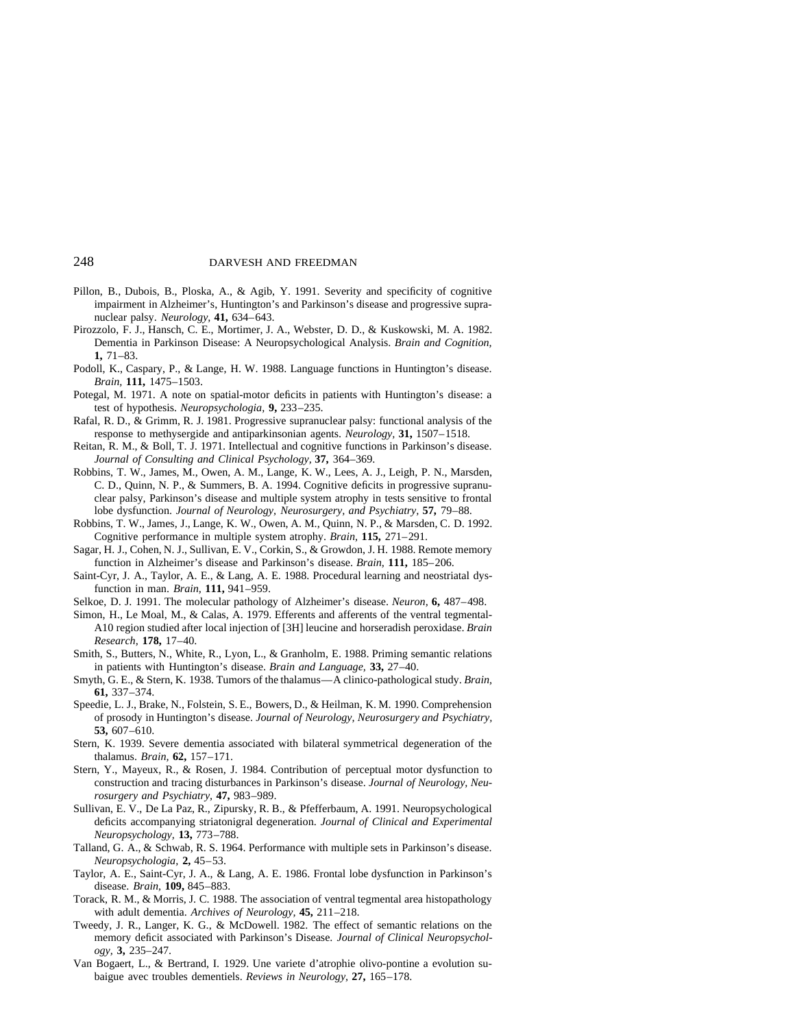Pillon, B., Dubois, B., Ploska, A., & Agib, Y. 1991. Severity and specificity of cognitive impairment in Alzheimer's, Huntington's and Parkinson's disease and progressive supranuclear palsy. *Neurology,* **41,** 634–643.

Pirozzolo, F. J., Hansch, C. E., Mortimer, J. A., Webster, D. D., & Kuskowski, M. A. 1982. Dementia in Parkinson Disease: A Neuropsychological Analysis. *Brain and Cognition,* **1,** 71–83.

Podoll, K., Caspary, P., & Lange, H. W. 1988. Language functions in Huntington's disease. *Brain,* **111,** 1475–1503.

Potegal, M. 1971. A note on spatial-motor deficits in patients with Huntington's disease: a test of hypothesis. *Neuropsychologia,* **9,** 233–235.

Rafal, R. D., & Grimm, R. J. 1981. Progressive supranuclear palsy: functional analysis of the response to methysergide and antiparkinsonian agents. *Neurology,* **31,** 1507–1518.

Reitan, R. M., & Boll, T. J. 1971. Intellectual and cognitive functions in Parkinson's disease. *Journal of Consulting and Clinical Psychology,* **37,** 364–369.

Robbins, T. W., James, M., Owen, A. M., Lange, K. W., Lees, A. J., Leigh, P. N., Marsden, C. D., Quinn, N. P., & Summers, B. A. 1994. Cognitive deficits in progressive supranuclear palsy, Parkinson's disease and multiple system atrophy in tests sensitive to frontal lobe dysfunction. *Journal of Neurology, Neurosurgery, and Psychiatry,* **57,** 79–88.

Robbins, T. W., James, J., Lange, K. W., Owen, A. M., Quinn, N. P., & Marsden, C. D. 1992. Cognitive performance in multiple system atrophy. *Brain,* **115,** 271–291.

Sagar, H. J., Cohen, N. J., Sullivan, E. V., Corkin, S., & Growdon, J. H. 1988. Remote memory function in Alzheimer's disease and Parkinson's disease. *Brain,* **111,** 185–206.

Saint-Cyr, J. A., Taylor, A. E., & Lang, A. E. 1988. Procedural learning and neostriatal dysfunction in man. *Brain,* **111,** 941–959.

Selkoe, D. J. 1991. The molecular pathology of Alzheimer's disease. *Neuron,* **6,** 487–498.

Simon, H., Le Moal, M., & Calas, A. 1979. Efferents and afferents of the ventral tegmental-A10 region studied after local injection of [3H] leucine and horseradish peroxidase. *Brain Research,* **178,** 17–40.

Smith, S., Butters, N., White, R., Lyon, L., & Granholm, E. 1988. Priming semantic relations in patients with Huntington's disease. *Brain and Language,* **33,** 27–40.

Smyth, G. E., & Stern, K. 1938. Tumors of the thalamus—A clinico-pathological study. *Brain,* **61,** 337–374.

Speedie, L. J., Brake, N., Folstein, S. E., Bowers, D., & Heilman, K. M. 1990. Comprehension of prosody in Huntington's disease. *Journal of Neurology, Neurosurgery and Psychiatry,* **53,** 607–610.

Stern, K. 1939. Severe dementia associated with bilateral symmetrical degeneration of the thalamus. *Brain,* **62,** 157–171.

Stern, Y., Mayeux, R., & Rosen, J. 1984. Contribution of perceptual motor dysfunction to construction and tracing disturbances in Parkinson's disease. *Journal of Neurology, Neurosurgery and Psychiatry,* **47,** 983–989.

Sullivan, E. V., De La Paz, R., Zipursky, R. B., & Pfefferbaum, A. 1991. Neuropsychological deficits accompanying striatonigral degeneration. *Journal of Clinical and Experimental Neuropsychology,* **13,** 773–788.

Talland, G. A., & Schwab, R. S. 1964. Performance with multiple sets in Parkinson's disease. *Neuropsychologia,* **2,** 45–53.

Taylor, A. E., Saint-Cyr, J. A., & Lang, A. E. 1986. Frontal lobe dysfunction in Parkinson's disease. *Brain,* **109,** 845–883.

Torack, R. M., & Morris, J. C. 1988. The association of ventral tegmental area histopathology with adult dementia. *Archives of Neurology,* **45,** 211–218.

Tweedy, J. R., Langer, K. G., & McDowell. 1982. The effect of semantic relations on the memory deficit associated with Parkinson's Disease. *Journal of Clinical Neuropsychology,* **3,** 235–247.

Van Bogaert, L., & Bertrand, I. 1929. Une variete d'atrophie olivo-pontine a evolution subaigue avec troubles dementiels. *Reviews in Neurology,* **27,** 165–178.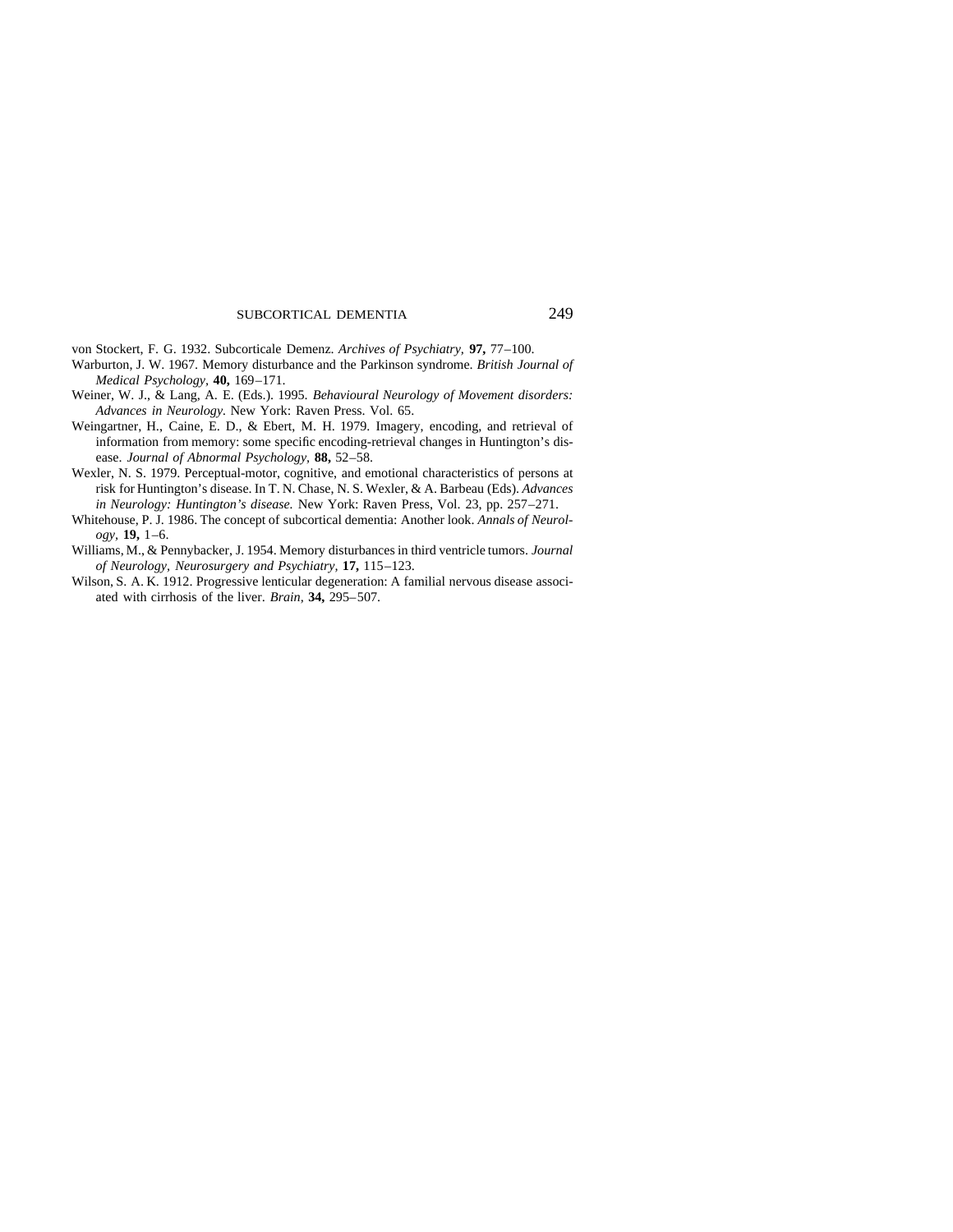von Stockert, F. G. 1932. Subcorticale Demenz. *Archives of Psychiatry,* **97,** 77–100.

Warburton, J. W. 1967. Memory disturbance and the Parkinson syndrome. *British Journal of Medical Psychology,* **40,** 169–171.

Weiner, W. J., & Lang, A. E. (Eds.). 1995. *Behavioural Neurology of Movement disorders: Advances in Neurology.* New York: Raven Press. Vol. 65.

Weingartner, H., Caine, E. D., & Ebert, M. H. 1979. Imagery, encoding, and retrieval of information from memory: some specific encoding-retrieval changes in Huntington's disease. *Journal of Abnormal Psychology,* **88,** 52–58.

Wexler, N. S. 1979. Perceptual-motor, cognitive, and emotional characteristics of persons at risk for Huntington's disease. In T. N. Chase, N. S. Wexler, & A. Barbeau (Eds). *Advances in Neurology: Huntington's disease.* New York: Raven Press, Vol. 23, pp. 257–271.

Whitehouse, P. J. 1986. The concept of subcortical dementia: Another look. *Annals of Neurology,* **19,** 1–6.

Williams, M., & Pennybacker, J. 1954. Memory disturbances in third ventricle tumors. *Journal of Neurology, Neurosurgery and Psychiatry,* **17,** 115–123.

Wilson, S. A. K. 1912. Progressive lenticular degeneration: A familial nervous disease associated with cirrhosis of the liver. *Brain,* **34,** 295–507.